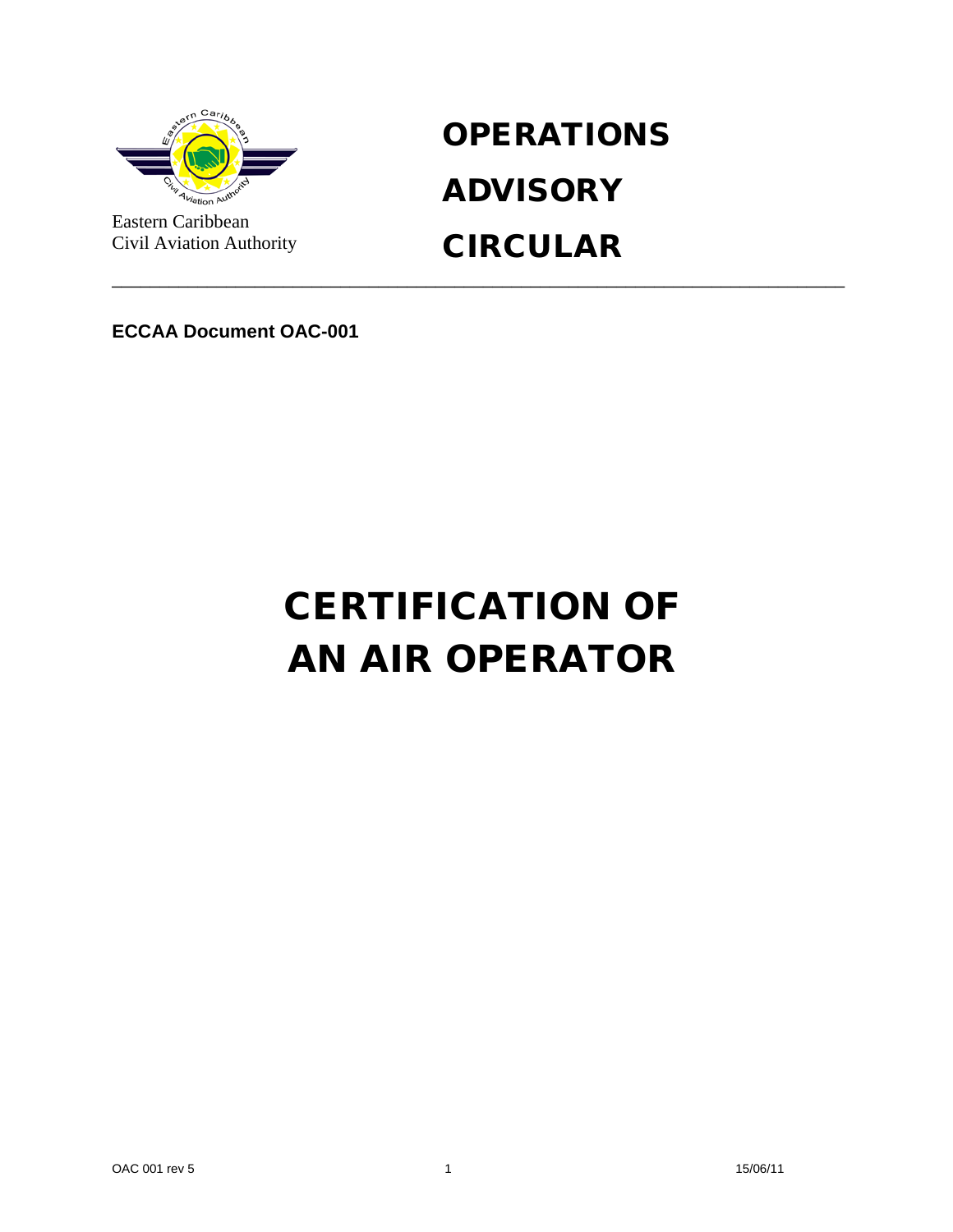Eastern Caribbean
Civil Aviation Authority

# OPERATIONS ADVISORY CIRCULAR

**ECCAA Document OAC-001**

# CERTIFICATION OF AN AIR OPERATOR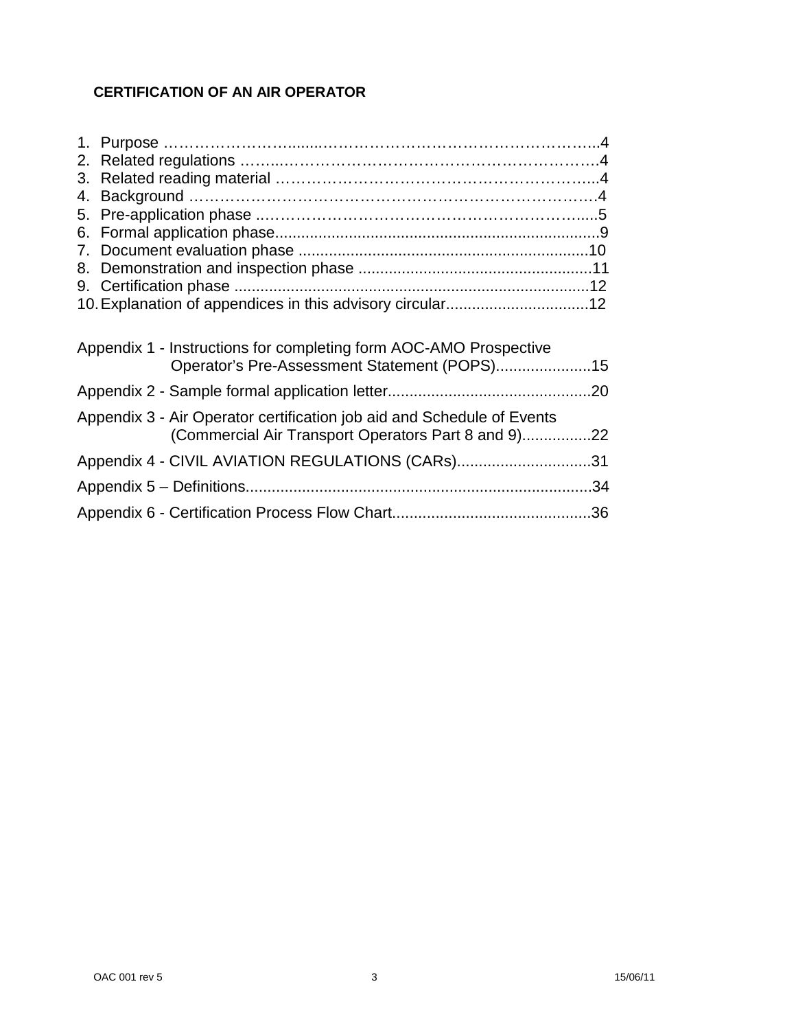**CERTIFICATION OF AN AIR OPERATOR**

1. Purpose ........................................................................4
2. Related regulations ..........................................................4
3. Related reading material ....................................................4
4. Background ......................................................................4
5. Pre-application phase ........................................................5
6. Formal application phase.....................................................9
7. Document evaluation phase ................................................10
8. Demonstration and inspection phase ....................................11
9. Certification phase ...........................................................12
10. Explanation of appendices in this advisory circular.................12

Appendix 1 - Instructions for completing form AOC-AMO Prospective Operator's Pre-Assessment Statement (POPS)......................15

Appendix 2 - Sample formal application letter...............................................20

Appendix 3 - Air Operator certification job aid and Schedule of Events (Commercial Air Transport Operators Part 8 and 9)................22

Appendix 4 - CIVIL AVIATION REGULATIONS (CARs)...............................31

Appendix 5 – Definitions..............................................................................34

Appendix 6 - Certification Process Flow Chart.............................................36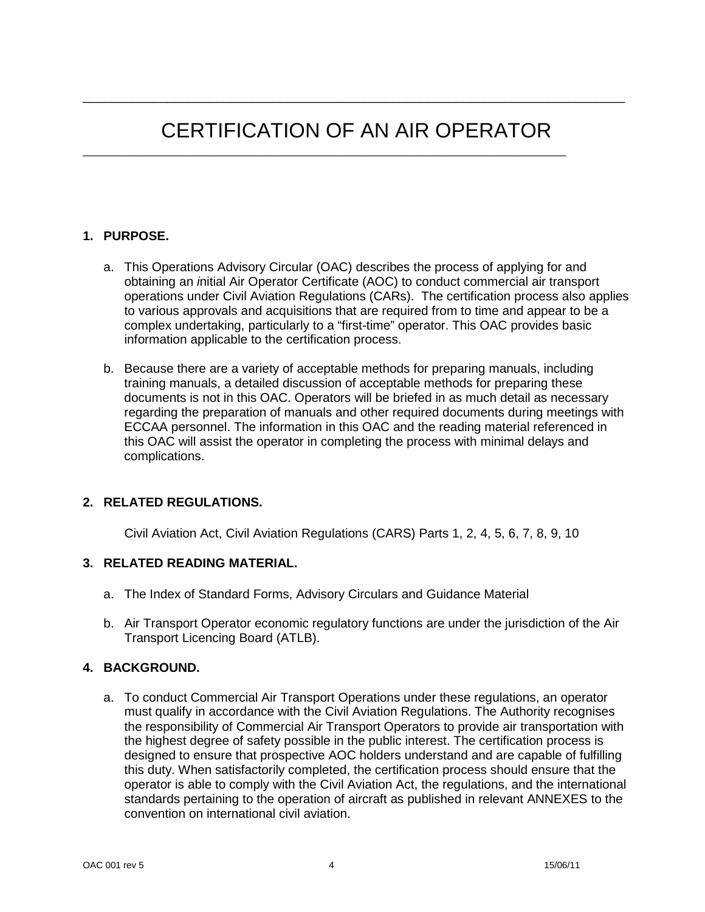# CERTIFICATION OF AN AIR OPERATOR

**1. PURPOSE.**

a. This Operations Advisory Circular (OAC) describes the process of applying for and obtaining an *i*nitial Air Operator Certificate (AOC) to conduct commercial air transport operations under Civil Aviation Regulations (CARs). The certification process also applies to various approvals and acquisitions that are required from to time and appear to be a complex undertaking, particularly to a "first-time" operator. This OAC provides basic information applicable to the certification process.

b. Because there are a variety of acceptable methods for preparing manuals, including training manuals, a detailed discussion of acceptable methods for preparing these documents is not in this OAC. Operators will be briefed in as much detail as necessary regarding the preparation of manuals and other required documents during meetings with ECCAA personnel. The information in this OAC and the reading material referenced in this OAC will assist the operator in completing the process with minimal delays and complications.

**2. RELATED REGULATIONS.**

Civil Aviation Act, Civil Aviation Regulations (CARS) Parts 1, 2, 4, 5, 6, 7, 8, 9, 10

**3. RELATED READING MATERIAL.**

a. The Index of Standard Forms, Advisory Circulars and Guidance Material

b. Air Transport Operator economic regulatory functions are under the jurisdiction of the Air Transport Licencing Board (ATLB).

**4. BACKGROUND.**

a. To conduct Commercial Air Transport Operations under these regulations, an operator must qualify in accordance with the Civil Aviation Regulations. The Authority recognises the responsibility of Commercial Air Transport Operators to provide air transportation with the highest degree of safety possible in the public interest. The certification process is designed to ensure that prospective AOC holders understand and are capable of fulfilling this duty. When satisfactorily completed, the certification process should ensure that the operator is able to comply with the Civil Aviation Act, the regulations, and the international standards pertaining to the operation of aircraft as published in relevant ANNEXES to the convention on international civil aviation.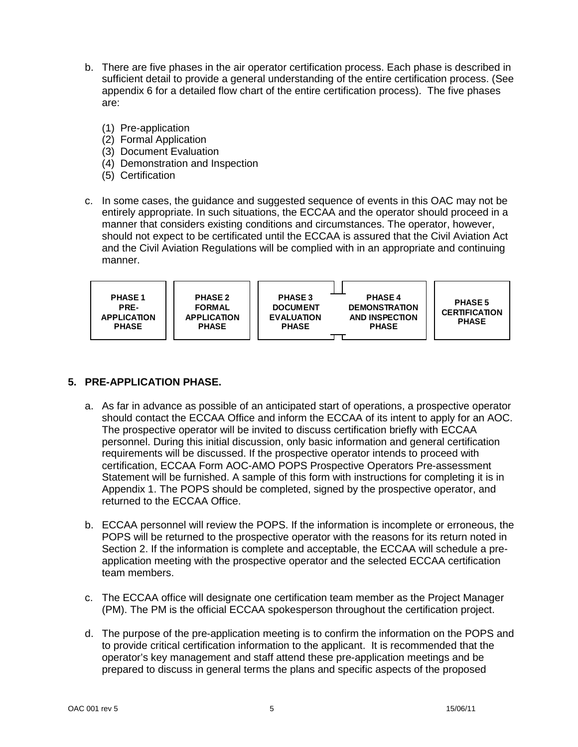b. There are five phases in the air operator certification process. Each phase is described in sufficient detail to provide a general understanding of the entire certification process. (See appendix 6 for a detailed flow chart of the entire certification process). The five phases are:

   (1) Pre-application
   (2) Formal Application
   (3) Document Evaluation
   (4) Demonstration and Inspection
   (5) Certification

c. In some cases, the guidance and suggested sequence of events in this OAC may not be entirely appropriate. In such situations, the ECCAA and the operator should proceed in a manner that considers existing conditions and circumstances. The operator, however, should not expect to be certificated until the ECCAA is assured that the Civil Aviation Act and the Civil Aviation Regulations will be complied with in an appropriate and continuing manner.

| PHASE 1 PRE-APPLICATION PHASE | PHASE 2 FORMAL APPLICATION PHASE | PHASE 3 DOCUMENT EVALUATION PHASE | PHASE 4 DEMONSTRATION AND INSPECTION PHASE | PHASE 5 CERTIFICATION PHASE |
|---|---|---|---|---|

## 5. PRE-APPLICATION PHASE.

a. As far in advance as possible of an anticipated start of operations, a prospective operator should contact the ECCAA Office and inform the ECCAA of its intent to apply for an AOC. The prospective operator will be invited to discuss certification briefly with ECCAA personnel. During this initial discussion, only basic information and general certification requirements will be discussed. If the prospective operator intends to proceed with certification, ECCAA Form AOC-AMO POPS Prospective Operators Pre-assessment Statement will be furnished. A sample of this form with instructions for completing it is in Appendix 1. The POPS should be completed, signed by the prospective operator, and returned to the ECCAA Office.

b. ECCAA personnel will review the POPS. If the information is incomplete or erroneous, the POPS will be returned to the prospective operator with the reasons for its return noted in Section 2. If the information is complete and acceptable, the ECCAA will schedule a pre-application meeting with the prospective operator and the selected ECCAA certification team members.

c. The ECCAA office will designate one certification team member as the Project Manager (PM). The PM is the official ECCAA spokesperson throughout the certification project.

d. The purpose of the pre-application meeting is to confirm the information on the POPS and to provide critical certification information to the applicant. It is recommended that the operator's key management and staff attend these pre-application meetings and be prepared to discuss in general terms the plans and specific aspects of the proposed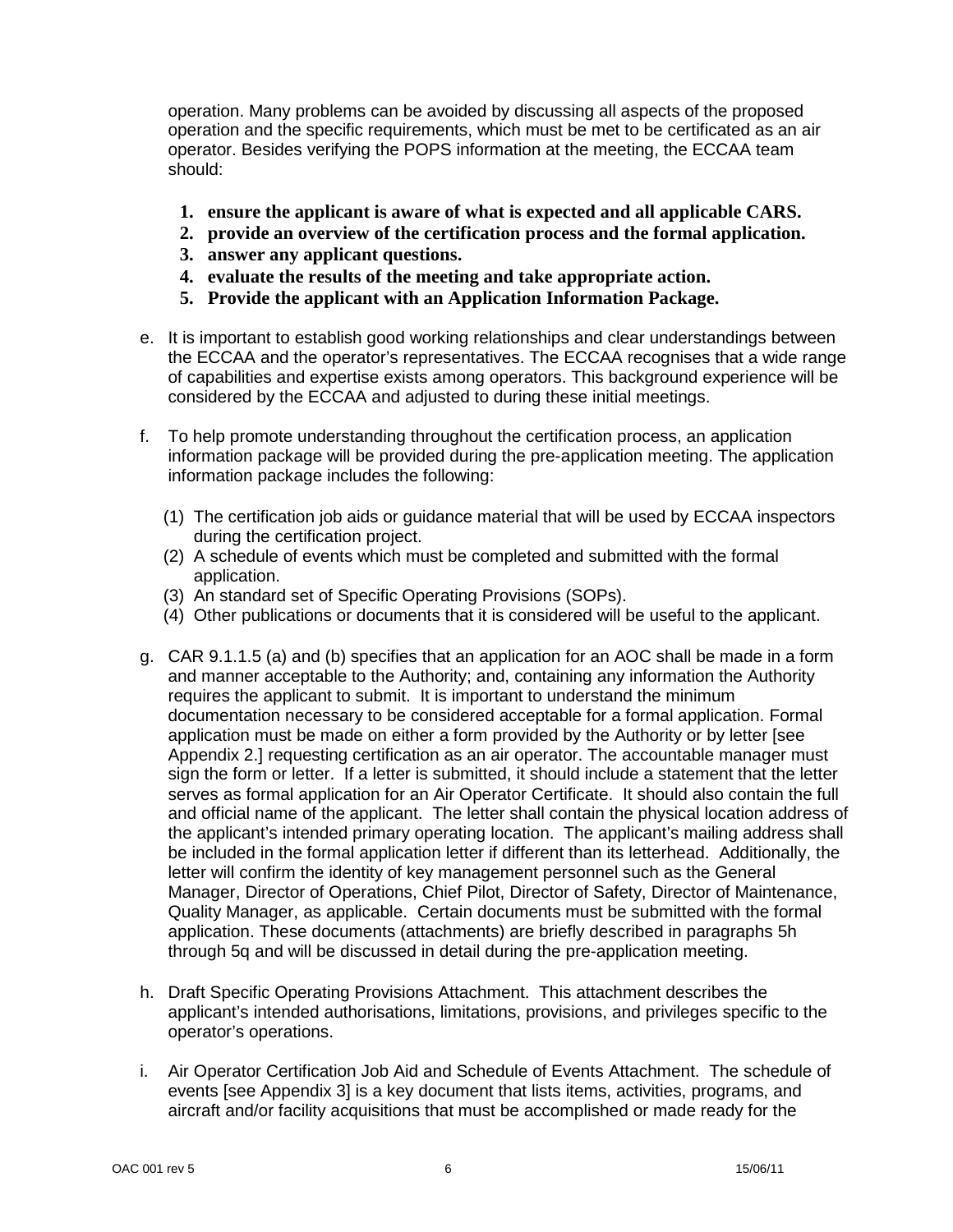operation. Many problems can be avoided by discussing all aspects of the proposed operation and the specific requirements, which must be met to be certificated as an air operator. Besides verifying the POPS information at the meeting, the ECCAA team should:

1. **ensure the applicant is aware of what is expected and all applicable CARS.**
2. **provide an overview of the certification process and the formal application.**
3. **answer any applicant questions.**
4. **evaluate the results of the meeting and take appropriate action.**
5. **Provide the applicant with an Application Information Package.**

e. It is important to establish good working relationships and clear understandings between the ECCAA and the operator's representatives. The ECCAA recognises that a wide range of capabilities and expertise exists among operators. This background experience will be considered by the ECCAA and adjusted to during these initial meetings.

f. To help promote understanding throughout the certification process, an application information package will be provided during the pre-application meeting. The application information package includes the following:

   (1) The certification job aids or guidance material that will be used by ECCAA inspectors during the certification project.
   (2) A schedule of events which must be completed and submitted with the formal application.
   (3) An standard set of Specific Operating Provisions (SOPs).
   (4) Other publications or documents that it is considered will be useful to the applicant.

g. CAR 9.1.1.5 (a) and (b) specifies that an application for an AOC shall be made in a form and manner acceptable to the Authority; and, containing any information the Authority requires the applicant to submit. It is important to understand the minimum documentation necessary to be considered acceptable for a formal application. Formal application must be made on either a form provided by the Authority or by letter [see Appendix 2.] requesting certification as an air operator. The accountable manager must sign the form or letter. If a letter is submitted, it should include a statement that the letter serves as formal application for an Air Operator Certificate. It should also contain the full and official name of the applicant. The letter shall contain the physical location address of the applicant's intended primary operating location. The applicant's mailing address shall be included in the formal application letter if different than its letterhead. Additionally, the letter will confirm the identity of key management personnel such as the General Manager, Director of Operations, Chief Pilot, Director of Safety, Director of Maintenance, Quality Manager, as applicable. Certain documents must be submitted with the formal application. These documents (attachments) are briefly described in paragraphs 5h through 5q and will be discussed in detail during the pre-application meeting.

h. Draft Specific Operating Provisions Attachment. This attachment describes the applicant's intended authorisations, limitations, provisions, and privileges specific to the operator's operations.

i. Air Operator Certification Job Aid and Schedule of Events Attachment. The schedule of events [see Appendix 3] is a key document that lists items, activities, programs, and aircraft and/or facility acquisitions that must be accomplished or made ready for the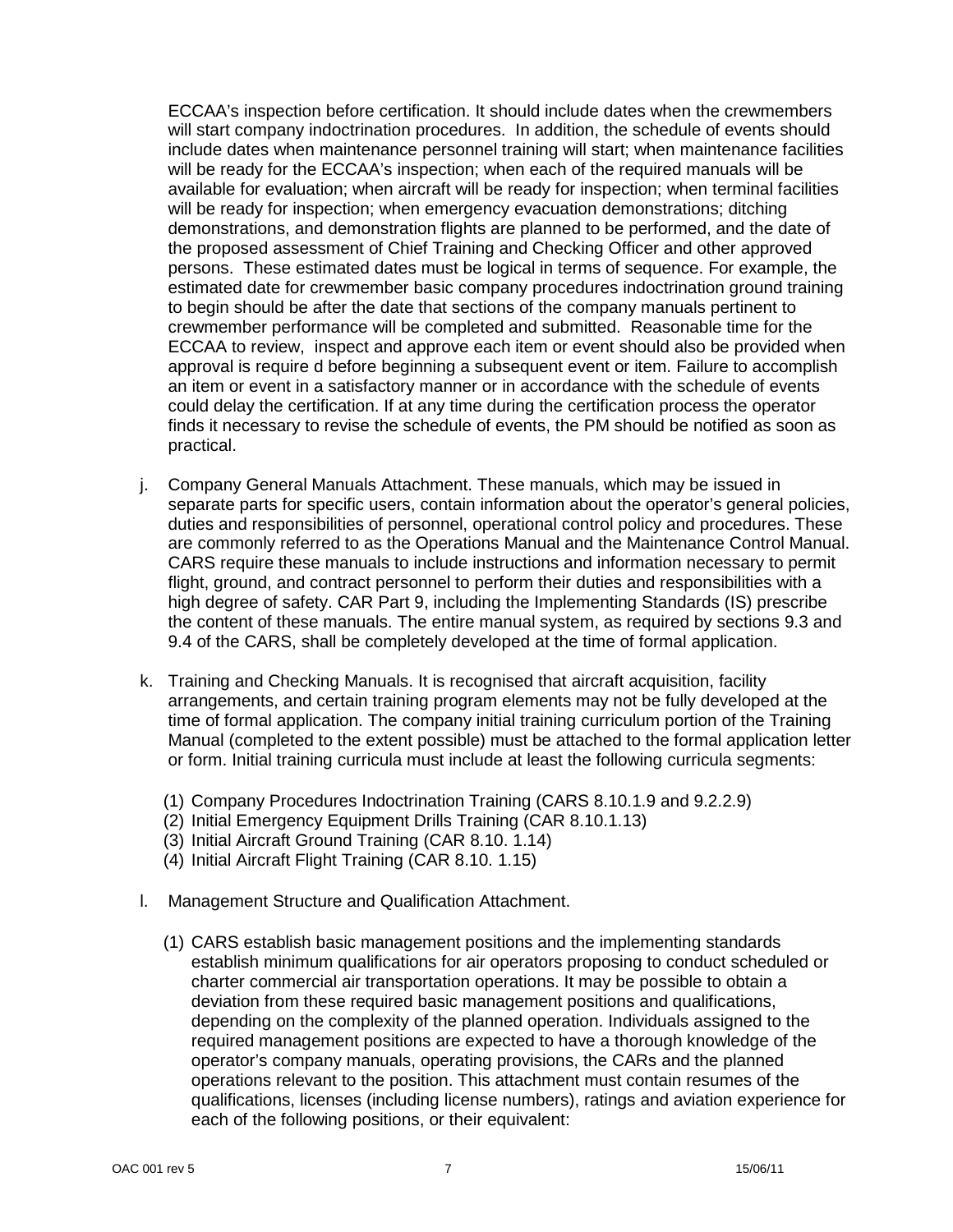ECCAA's inspection before certification. It should include dates when the crewmembers will start company indoctrination procedures. In addition, the schedule of events should include dates when maintenance personnel training will start; when maintenance facilities will be ready for the ECCAA's inspection; when each of the required manuals will be available for evaluation; when aircraft will be ready for inspection; when terminal facilities will be ready for inspection; when emergency evacuation demonstrations; ditching demonstrations, and demonstration flights are planned to be performed, and the date of the proposed assessment of Chief Training and Checking Officer and other approved persons. These estimated dates must be logical in terms of sequence. For example, the estimated date for crewmember basic company procedures indoctrination ground training to begin should be after the date that sections of the company manuals pertinent to crewmember performance will be completed and submitted. Reasonable time for the ECCAA to review, inspect and approve each item or event should also be provided when approval is require d before beginning a subsequent event or item. Failure to accomplish an item or event in a satisfactory manner or in accordance with the schedule of events could delay the certification. If at any time during the certification process the operator finds it necessary to revise the schedule of events, the PM should be notified as soon as practical.

j. Company General Manuals Attachment. These manuals, which may be issued in separate parts for specific users, contain information about the operator's general policies, duties and responsibilities of personnel, operational control policy and procedures. These are commonly referred to as the Operations Manual and the Maintenance Control Manual. CARS require these manuals to include instructions and information necessary to permit flight, ground, and contract personnel to perform their duties and responsibilities with a high degree of safety. CAR Part 9, including the Implementing Standards (IS) prescribe the content of these manuals. The entire manual system, as required by sections 9.3 and 9.4 of the CARS, shall be completely developed at the time of formal application.

k. Training and Checking Manuals. It is recognised that aircraft acquisition, facility arrangements, and certain training program elements may not be fully developed at the time of formal application. The company initial training curriculum portion of the Training Manual (completed to the extent possible) must be attached to the formal application letter or form. Initial training curricula must include at least the following curricula segments:

   (1) Company Procedures Indoctrination Training (CARS 8.10.1.9 and 9.2.2.9)
   (2) Initial Emergency Equipment Drills Training (CAR 8.10.1.13)
   (3) Initial Aircraft Ground Training (CAR 8.10. 1.14)
   (4) Initial Aircraft Flight Training (CAR 8.10. 1.15)

l. Management Structure and Qualification Attachment.

   (1) CARS establish basic management positions and the implementing standards establish minimum qualifications for air operators proposing to conduct scheduled or charter commercial air transportation operations. It may be possible to obtain a deviation from these required basic management positions and qualifications, depending on the complexity of the planned operation. Individuals assigned to the required management positions are expected to have a thorough knowledge of the operator's company manuals, operating provisions, the CARs and the planned operations relevant to the position. This attachment must contain resumes of the qualifications, licenses (including license numbers), ratings and aviation experience for each of the following positions, or their equivalent: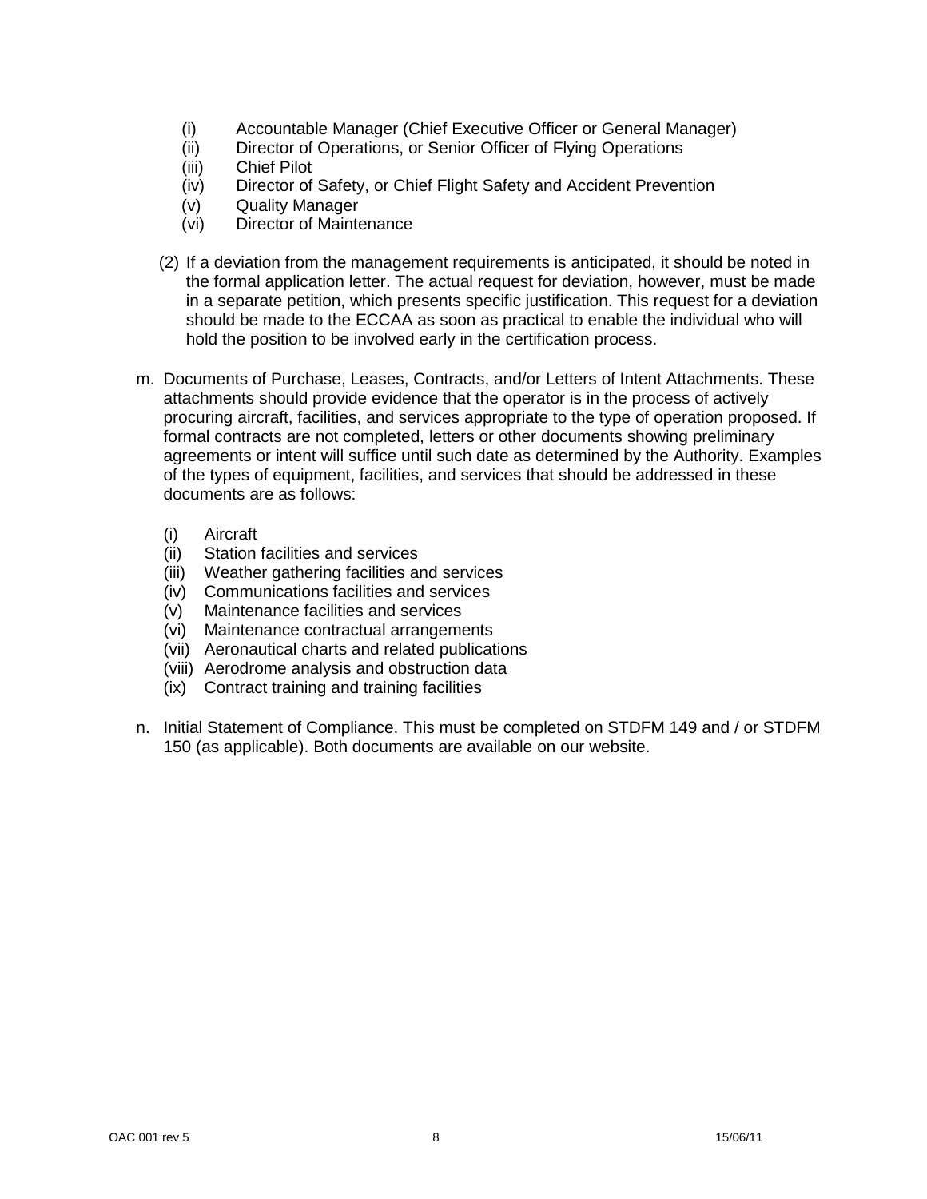(i) Accountable Manager (Chief Executive Officer or General Manager)
(ii) Director of Operations, or Senior Officer of Flying Operations
(iii) Chief Pilot
(iv) Director of Safety, or Chief Flight Safety and Accident Prevention
(v) Quality Manager
(vi) Director of Maintenance

(2) If a deviation from the management requirements is anticipated, it should be noted in the formal application letter. The actual request for deviation, however, must be made in a separate petition, which presents specific justification. This request for a deviation should be made to the ECCAA as soon as practical to enable the individual who will hold the position to be involved early in the certification process.

m. Documents of Purchase, Leases, Contracts, and/or Letters of Intent Attachments. These attachments should provide evidence that the operator is in the process of actively procuring aircraft, facilities, and services appropriate to the type of operation proposed. If formal contracts are not completed, letters or other documents showing preliminary agreements or intent will suffice until such date as determined by the Authority. Examples of the types of equipment, facilities, and services that should be addressed in these documents are as follows:

(i) Aircraft
(ii) Station facilities and services
(iii) Weather gathering facilities and services
(iv) Communications facilities and services
(v) Maintenance facilities and services
(vi) Maintenance contractual arrangements
(vii) Aeronautical charts and related publications
(viii) Aerodrome analysis and obstruction data
(ix) Contract training and training facilities

n. Initial Statement of Compliance. This must be completed on STDFM 149 and / or STDFM 150 (as applicable). Both documents are available on our website.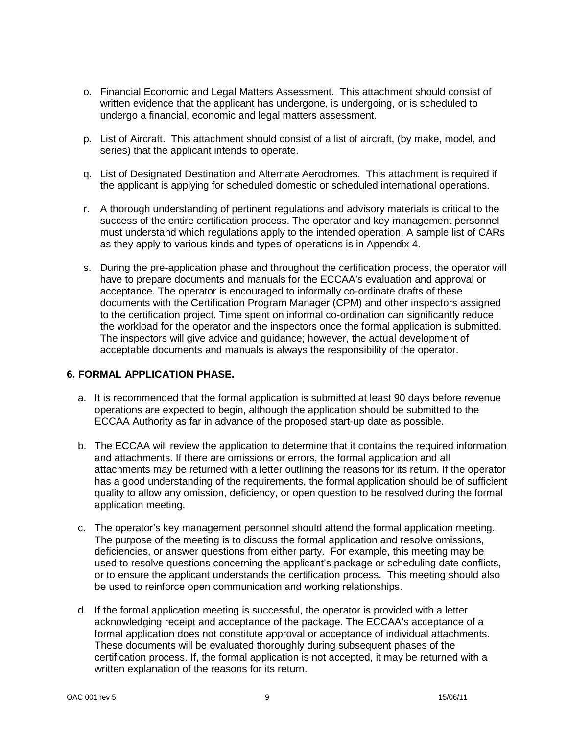o. Financial Economic and Legal Matters Assessment. This attachment should consist of written evidence that the applicant has undergone, is undergoing, or is scheduled to undergo a financial, economic and legal matters assessment.

p. List of Aircraft. This attachment should consist of a list of aircraft, (by make, model, and series) that the applicant intends to operate.

q. List of Designated Destination and Alternate Aerodromes. This attachment is required if the applicant is applying for scheduled domestic or scheduled international operations.

r. A thorough understanding of pertinent regulations and advisory materials is critical to the success of the entire certification process. The operator and key management personnel must understand which regulations apply to the intended operation. A sample list of CARs as they apply to various kinds and types of operations is in Appendix 4.

s. During the pre-application phase and throughout the certification process, the operator will have to prepare documents and manuals for the ECCAA's evaluation and approval or acceptance. The operator is encouraged to informally co-ordinate drafts of these documents with the Certification Program Manager (CPM) and other inspectors assigned to the certification project. Time spent on informal co-ordination can significantly reduce the workload for the operator and the inspectors once the formal application is submitted. The inspectors will give advice and guidance; however, the actual development of acceptable documents and manuals is always the responsibility of the operator.

## 6. FORMAL APPLICATION PHASE.

a. It is recommended that the formal application is submitted at least 90 days before revenue operations are expected to begin, although the application should be submitted to the ECCAA Authority as far in advance of the proposed start-up date as possible.

b. The ECCAA will review the application to determine that it contains the required information and attachments. If there are omissions or errors, the formal application and all attachments may be returned with a letter outlining the reasons for its return. If the operator has a good understanding of the requirements, the formal application should be of sufficient quality to allow any omission, deficiency, or open question to be resolved during the formal application meeting.

c. The operator's key management personnel should attend the formal application meeting. The purpose of the meeting is to discuss the formal application and resolve omissions, deficiencies, or answer questions from either party. For example, this meeting may be used to resolve questions concerning the applicant's package or scheduling date conflicts, or to ensure the applicant understands the certification process. This meeting should also be used to reinforce open communication and working relationships.

d. If the formal application meeting is successful, the operator is provided with a letter acknowledging receipt and acceptance of the package. The ECCAA's acceptance of a formal application does not constitute approval or acceptance of individual attachments. These documents will be evaluated thoroughly during subsequent phases of the certification process. If, the formal application is not accepted, it may be returned with a written explanation of the reasons for its return.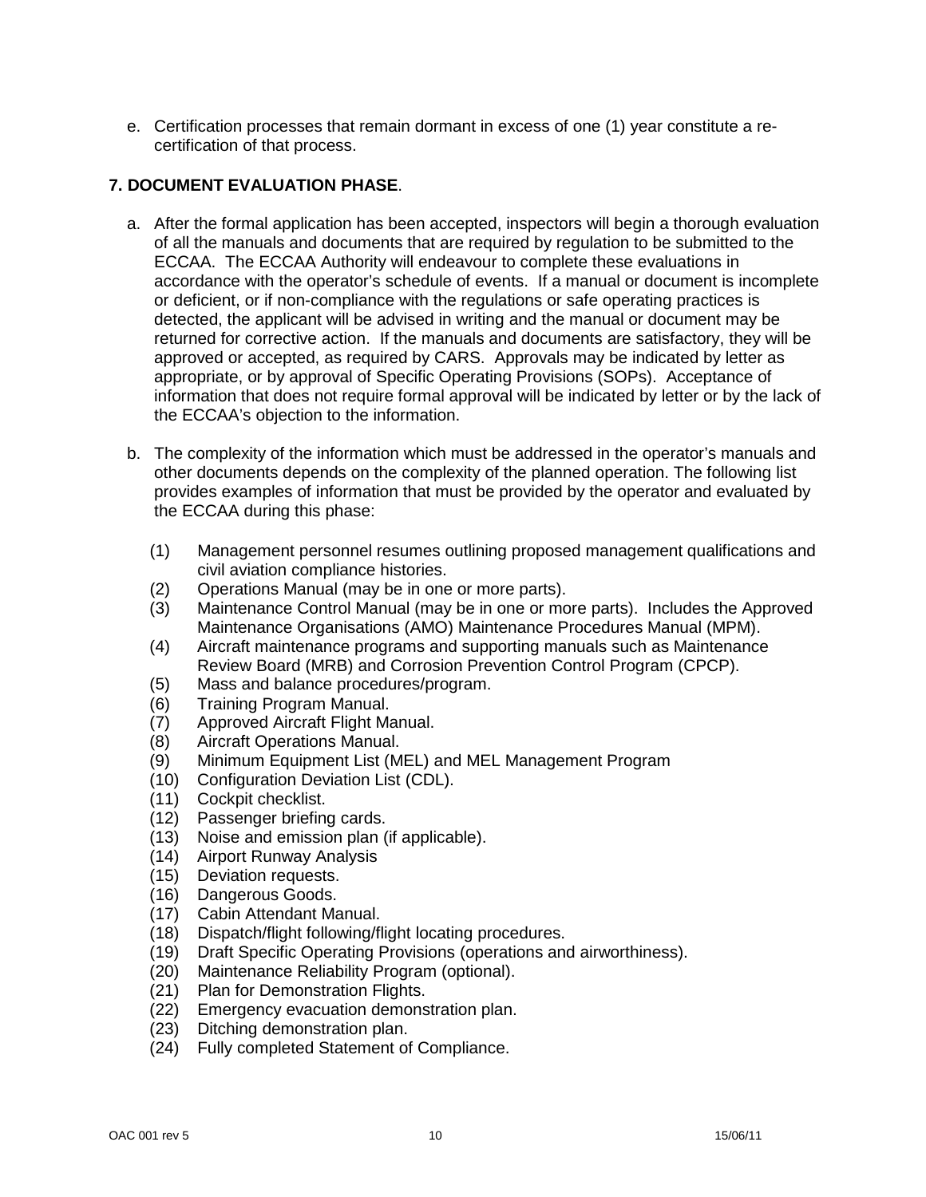e. Certification processes that remain dormant in excess of one (1) year constitute a re-certification of that process.

## 7. DOCUMENT EVALUATION PHASE.

a. After the formal application has been accepted, inspectors will begin a thorough evaluation of all the manuals and documents that are required by regulation to be submitted to the ECCAA. The ECCAA Authority will endeavour to complete these evaluations in accordance with the operator's schedule of events. If a manual or document is incomplete or deficient, or if non-compliance with the regulations or safe operating practices is detected, the applicant will be advised in writing and the manual or document may be returned for corrective action. If the manuals and documents are satisfactory, they will be approved or accepted, as required by CARS. Approvals may be indicated by letter as appropriate, or by approval of Specific Operating Provisions (SOPs). Acceptance of information that does not require formal approval will be indicated by letter or by the lack of the ECCAA's objection to the information.

b. The complexity of the information which must be addressed in the operator's manuals and other documents depends on the complexity of the planned operation. The following list provides examples of information that must be provided by the operator and evaluated by the ECCAA during this phase:

(1) Management personnel resumes outlining proposed management qualifications and civil aviation compliance histories.
(2) Operations Manual (may be in one or more parts).
(3) Maintenance Control Manual (may be in one or more parts). Includes the Approved Maintenance Organisations (AMO) Maintenance Procedures Manual (MPM).
(4) Aircraft maintenance programs and supporting manuals such as Maintenance Review Board (MRB) and Corrosion Prevention Control Program (CPCP).
(5) Mass and balance procedures/program.
(6) Training Program Manual.
(7) Approved Aircraft Flight Manual.
(8) Aircraft Operations Manual.
(9) Minimum Equipment List (MEL) and MEL Management Program
(10) Configuration Deviation List (CDL).
(11) Cockpit checklist.
(12) Passenger briefing cards.
(13) Noise and emission plan (if applicable).
(14) Airport Runway Analysis
(15) Deviation requests.
(16) Dangerous Goods.
(17) Cabin Attendant Manual.
(18) Dispatch/flight following/flight locating procedures.
(19) Draft Specific Operating Provisions (operations and airworthiness).
(20) Maintenance Reliability Program (optional).
(21) Plan for Demonstration Flights.
(22) Emergency evacuation demonstration plan.
(23) Ditching demonstration plan.
(24) Fully completed Statement of Compliance.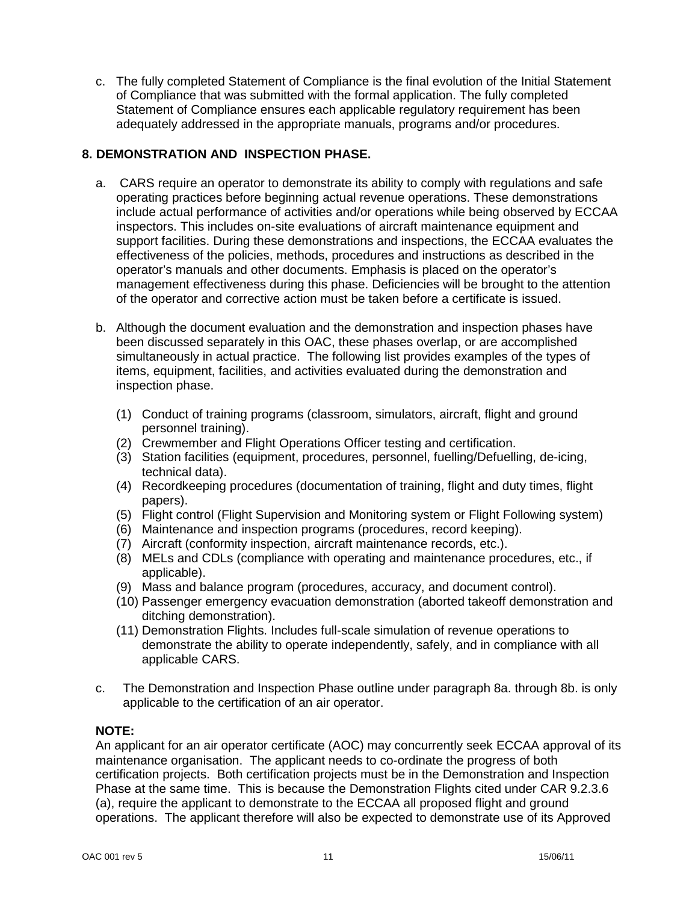c. The fully completed Statement of Compliance is the final evolution of the Initial Statement of Compliance that was submitted with the formal application. The fully completed Statement of Compliance ensures each applicable regulatory requirement has been adequately addressed in the appropriate manuals, programs and/or procedures.

## 8. DEMONSTRATION AND INSPECTION PHASE.

a. CARS require an operator to demonstrate its ability to comply with regulations and safe operating practices before beginning actual revenue operations. These demonstrations include actual performance of activities and/or operations while being observed by ECCAA inspectors. This includes on-site evaluations of aircraft maintenance equipment and support facilities. During these demonstrations and inspections, the ECCAA evaluates the effectiveness of the policies, methods, procedures and instructions as described in the operator's manuals and other documents. Emphasis is placed on the operator's management effectiveness during this phase. Deficiencies will be brought to the attention of the operator and corrective action must be taken before a certificate is issued.

b. Although the document evaluation and the demonstration and inspection phases have been discussed separately in this OAC, these phases overlap, or are accomplished simultaneously in actual practice. The following list provides examples of the types of items, equipment, facilities, and activities evaluated during the demonstration and inspection phase.

   (1) Conduct of training programs (classroom, simulators, aircraft, flight and ground personnel training).
   (2) Crewmember and Flight Operations Officer testing and certification.
   (3) Station facilities (equipment, procedures, personnel, fuelling/Defuelling, de-icing, technical data).
   (4) Recordkeeping procedures (documentation of training, flight and duty times, flight papers).
   (5) Flight control (Flight Supervision and Monitoring system or Flight Following system)
   (6) Maintenance and inspection programs (procedures, record keeping).
   (7) Aircraft (conformity inspection, aircraft maintenance records, etc.).
   (8) MELs and CDLs (compliance with operating and maintenance procedures, etc., if applicable).
   (9) Mass and balance program (procedures, accuracy, and document control).
   (10) Passenger emergency evacuation demonstration (aborted takeoff demonstration and ditching demonstration).
   (11) Demonstration Flights. Includes full-scale simulation of revenue operations to demonstrate the ability to operate independently, safely, and in compliance with all applicable CARS.

c. The Demonstration and Inspection Phase outline under paragraph 8a. through 8b. is only applicable to the certification of an air operator.

**NOTE:**
An applicant for an air operator certificate (AOC) may concurrently seek ECCAA approval of its maintenance organisation. The applicant needs to co-ordinate the progress of both certification projects. Both certification projects must be in the Demonstration and Inspection Phase at the same time. This is because the Demonstration Flights cited under CAR 9.2.3.6 (a), require the applicant to demonstrate to the ECCAA all proposed flight and ground operations. The applicant therefore will also be expected to demonstrate use of its Approved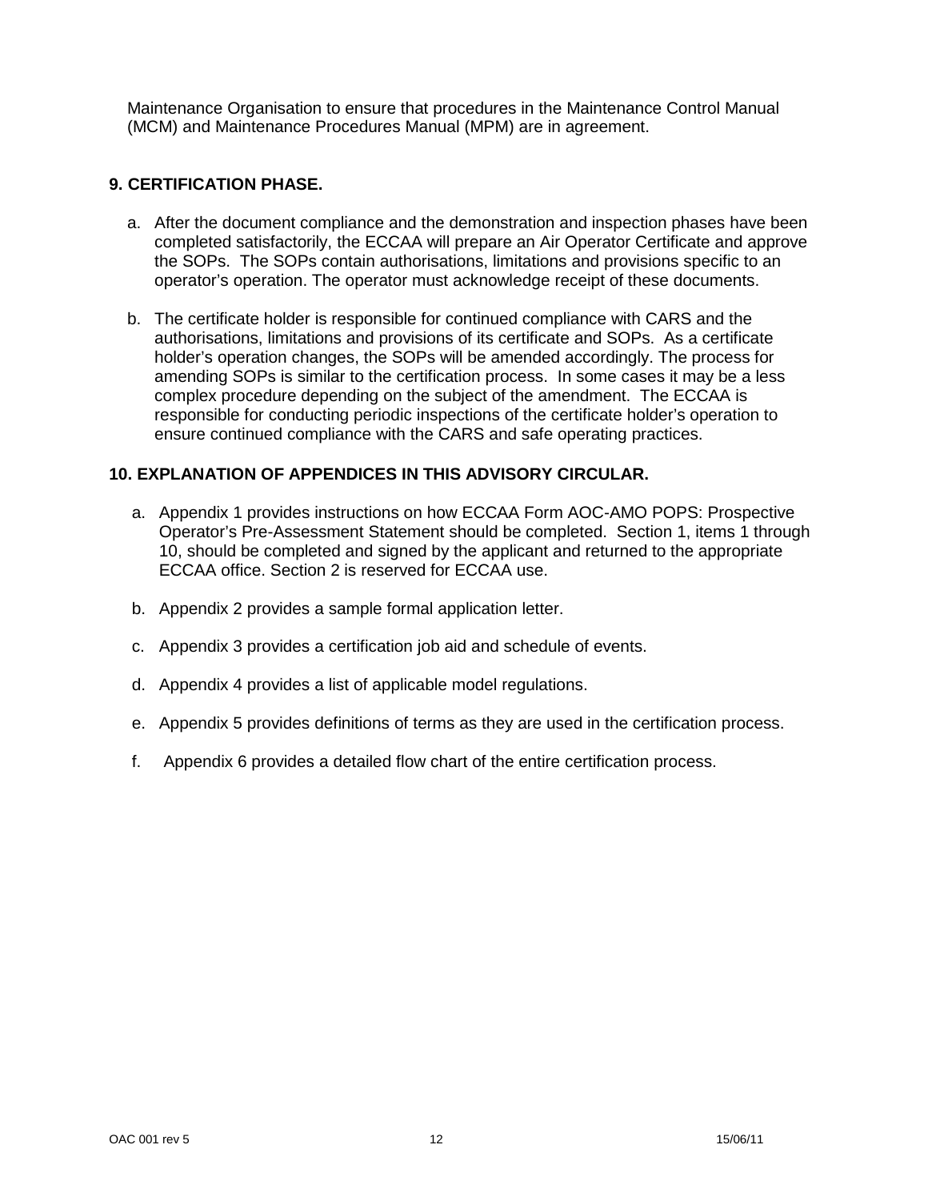Maintenance Organisation to ensure that procedures in the Maintenance Control Manual (MCM) and Maintenance Procedures Manual (MPM) are in agreement.

## 9. CERTIFICATION PHASE.

a. After the document compliance and the demonstration and inspection phases have been completed satisfactorily, the ECCAA will prepare an Air Operator Certificate and approve the SOPs. The SOPs contain authorisations, limitations and provisions specific to an operator's operation. The operator must acknowledge receipt of these documents.

b. The certificate holder is responsible for continued compliance with CARS and the authorisations, limitations and provisions of its certificate and SOPs. As a certificate holder's operation changes, the SOPs will be amended accordingly. The process for amending SOPs is similar to the certification process. In some cases it may be a less complex procedure depending on the subject of the amendment. The ECCAA is responsible for conducting periodic inspections of the certificate holder's operation to ensure continued compliance with the CARS and safe operating practices.

## 10. EXPLANATION OF APPENDICES IN THIS ADVISORY CIRCULAR.

a. Appendix 1 provides instructions on how ECCAA Form AOC-AMO POPS: Prospective Operator's Pre-Assessment Statement should be completed. Section 1, items 1 through 10, should be completed and signed by the applicant and returned to the appropriate ECCAA office. Section 2 is reserved for ECCAA use.

b. Appendix 2 provides a sample formal application letter.

c. Appendix 3 provides a certification job aid and schedule of events.

d. Appendix 4 provides a list of applicable model regulations.

e. Appendix 5 provides definitions of terms as they are used in the certification process.

f. Appendix 6 provides a detailed flow chart of the entire certification process.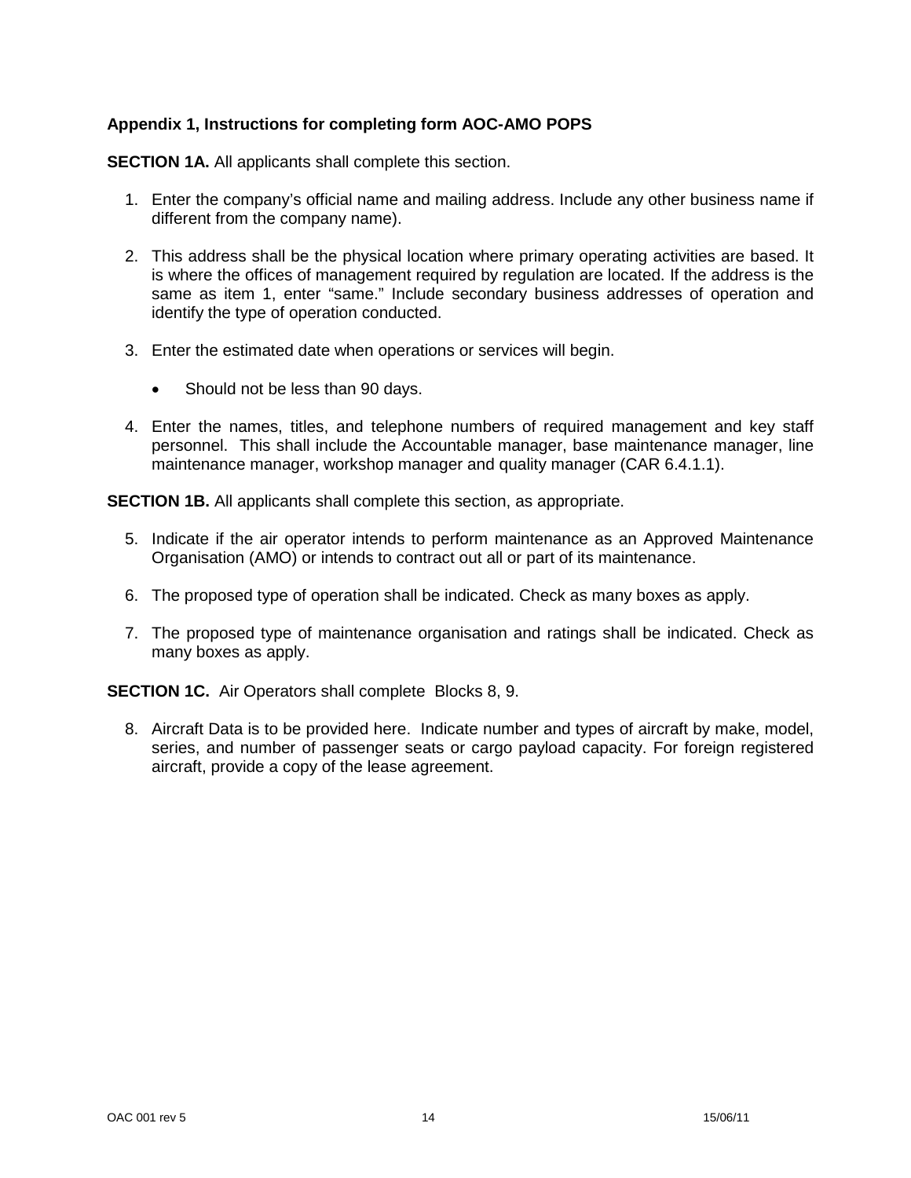**Appendix 1, Instructions for completing form AOC-AMO POPS**

**SECTION 1A.** All applicants shall complete this section.

1. Enter the company's official name and mailing address. Include any other business name if different from the company name).

2. This address shall be the physical location where primary operating activities are based. It is where the offices of management required by regulation are located. If the address is the same as item 1, enter "same." Include secondary business addresses of operation and identify the type of operation conducted.

3. Enter the estimated date when operations or services will begin.

   - Should not be less than 90 days.

4. Enter the names, titles, and telephone numbers of required management and key staff personnel. This shall include the Accountable manager, base maintenance manager, line maintenance manager, workshop manager and quality manager (CAR 6.4.1.1).

**SECTION 1B.** All applicants shall complete this section, as appropriate.

5. Indicate if the air operator intends to perform maintenance as an Approved Maintenance Organisation (AMO) or intends to contract out all or part of its maintenance.

6. The proposed type of operation shall be indicated. Check as many boxes as apply.

7. The proposed type of maintenance organisation and ratings shall be indicated. Check as many boxes as apply.

**SECTION 1C.** Air Operators shall complete Blocks 8, 9.

8. Aircraft Data is to be provided here. Indicate number and types of aircraft by make, model, series, and number of passenger seats or cargo payload capacity. For foreign registered aircraft, provide a copy of the lease agreement.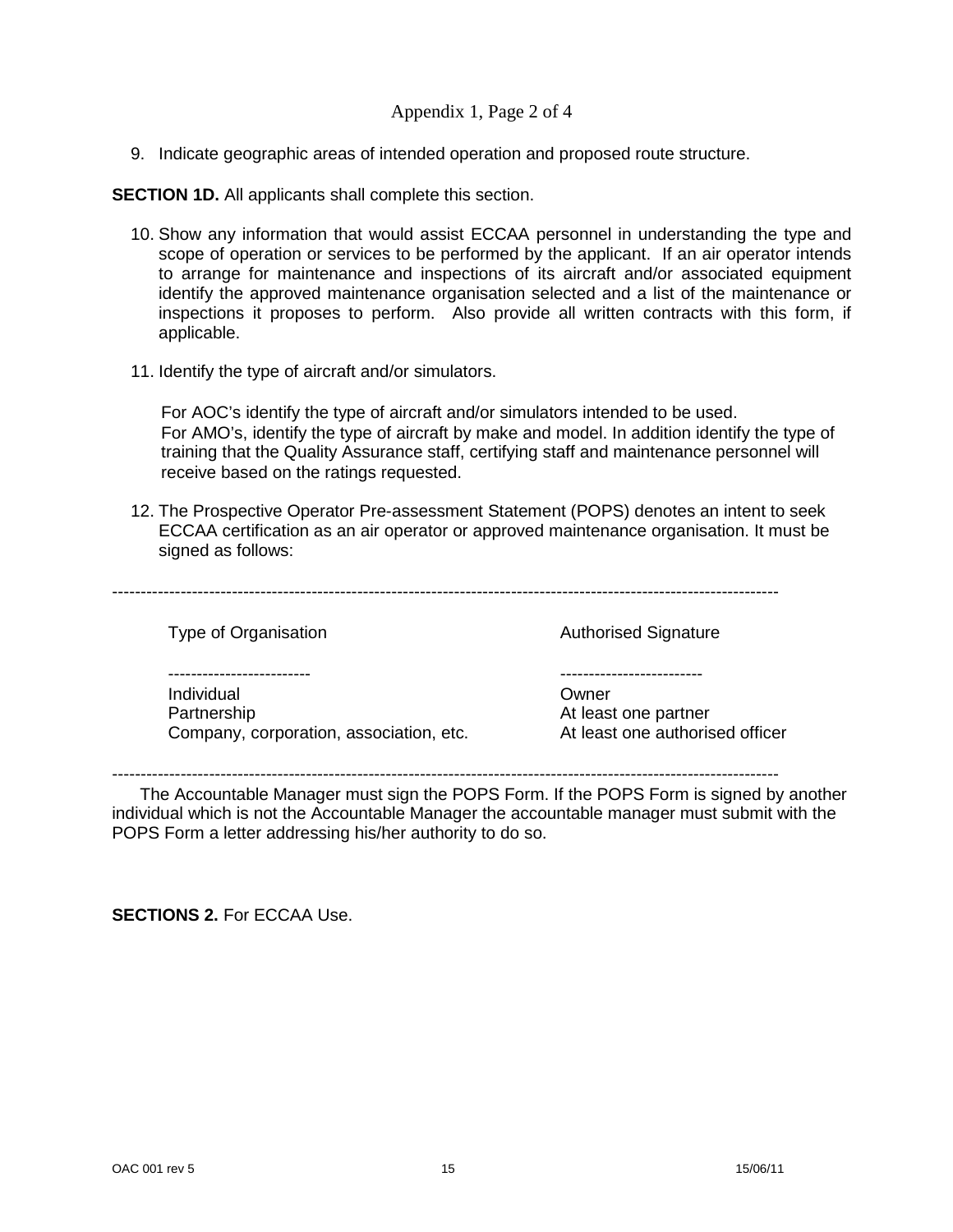9. Indicate geographic areas of intended operation and proposed route structure.

**SECTION 1D.** All applicants shall complete this section.

10. Show any information that would assist ECCAA personnel in understanding the type and scope of operation or services to be performed by the applicant. If an air operator intends to arrange for maintenance and inspections of its aircraft and/or associated equipment identify the approved maintenance organisation selected and a list of the maintenance or inspections it proposes to perform. Also provide all written contracts with this form, if applicable.

11. Identify the type of aircraft and/or simulators.

    For AOC's identify the type of aircraft and/or simulators intended to be used.
    For AMO's, identify the type of aircraft by make and model. In addition identify the type of training that the Quality Assurance staff, certifying staff and maintenance personnel will receive based on the ratings requested.

12. The Prospective Operator Pre-assessment Statement (POPS) denotes an intent to seek ECCAA certification as an air operator or approved maintenance organisation. It must be signed as follows:

| Type of Organisation | Authorised Signature |
|---|---|
| Individual | Owner |
| Partnership | At least one partner |
| Company, corporation, association, etc. | At least one authorised officer |

The Accountable Manager must sign the POPS Form. If the POPS Form is signed by another individual which is not the Accountable Manager the accountable manager must submit with the POPS Form a letter addressing his/her authority to do so.

**SECTIONS 2.** For ECCAA Use.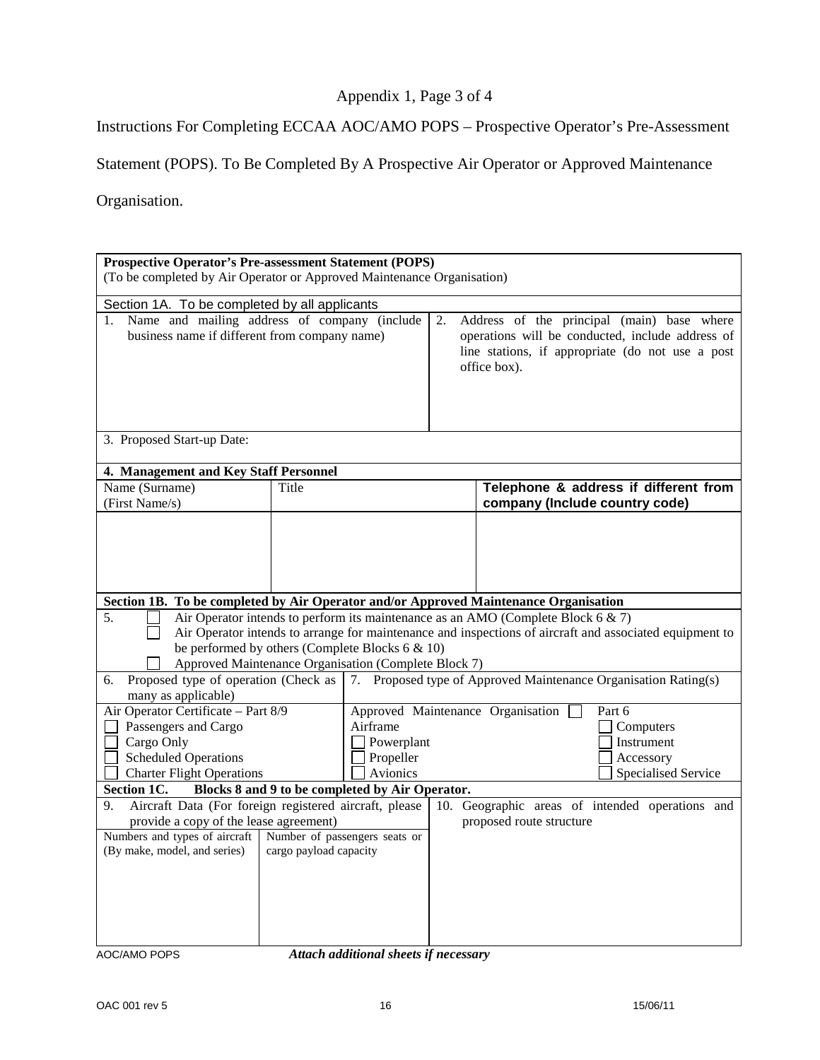Appendix 1, Page 3 of 4

Instructions For Completing ECCAA AOC/AMO POPS – Prospective Operator's Pre-Assessment Statement (POPS). To Be Completed By A Prospective Air Operator or Approved Maintenance Organisation.

**Prospective Operator's Pre-assessment Statement (POPS)**
(To be completed by Air Operator or Approved Maintenance Organisation)

Section 1A. To be completed by all applicants

| 1. Name and mailing address of company (include business name if different from company name) | 2. Address of the principal (main) base where operations will be conducted, include address of line stations, if appropriate (do not use a post office box). |
|---|---|
| | |

3. Proposed Start-up Date:

**4. Management and Key Staff Personnel**

| Name (Surname) (First Name/s) | Title | **Telephone & address if different from company (Include country code)** |
|---|---|---|
| | | |

**Section 1B. To be completed by Air Operator and/or Approved Maintenance Organisation**

5.
- ☐ Air Operator intends to perform its maintenance as an AMO (Complete Block 6 & 7)
- ☐ Air Operator intends to arrange for maintenance and inspections of aircraft and associated equipment to be performed by others (Complete Blocks 6 & 10)
- ☐ Approved Maintenance Organisation (Complete Block 7)

| 6. Proposed type of operation (Check as many as applicable) | 7. Proposed type of Approved Maintenance Organisation Rating(s) | |
|---|---|---|
| Air Operator Certificate – Part 8/9 | Approved Maintenance Organisation ☐ | Part 6 |
| ☐ Passengers and Cargo | Airframe | ☐ Computers |
| ☐ Cargo Only | ☐ Powerplant | ☐ Instrument |
| ☐ Scheduled Operations | ☐ Propeller | ☐ Accessory |
| ☐ Charter Flight Operations | ☐ Avionics | ☐ Specialised Service |

**Section 1C. Blocks 8 and 9 to be completed by Air Operator.**

| 9. Aircraft Data (For foreign registered aircraft, please provide a copy of the lease agreement) | | 10. Geographic areas of intended operations and proposed route structure |
|---|---|---|
| Numbers and types of aircraft (By make, model, and series) | Number of passengers seats or cargo payload capacity | |
| | | |

AOC/AMO POPS *Attach additional sheets if necessary*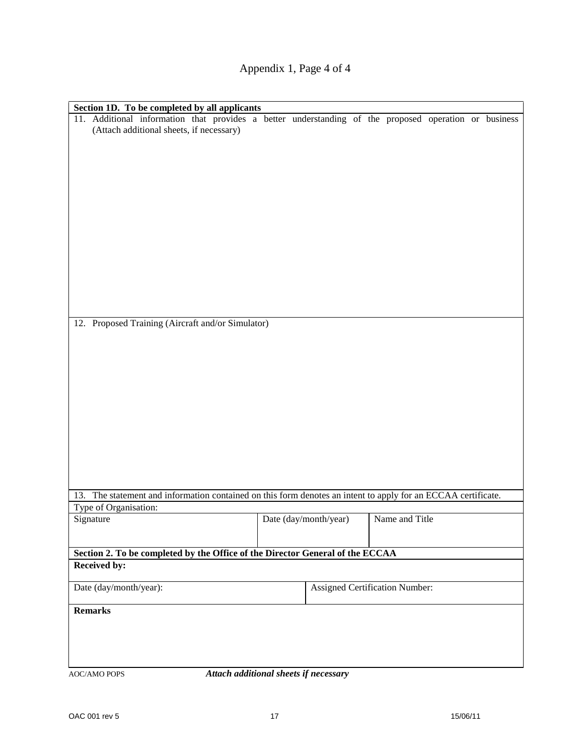Appendix 1, Page 4 of 4

| Section 1D. To be completed by all applicants | | | |
|---|---|---|---|
| 11. Additional information that provides a better understanding of the proposed operation or business (Attach additional sheets, if necessary) | | | |
| 12. Proposed Training (Aircraft and/or Simulator) | | | |
| 13. The statement and information contained on this form denotes an intent to apply for an ECCAA certificate. | | | |
| Type of Organisation: | | | |
| Signature | Date (day/month/year) | | Name and Title |
| **Section 2. To be completed by the Office of the Director General of the ECCAA** | | | |
| **Received by:** | | | |
| Date (day/month/year): | | Assigned Certification Number: | |
| **Remarks** | | | |

AOC/AMO POPS ***Attach additional sheets if necessary***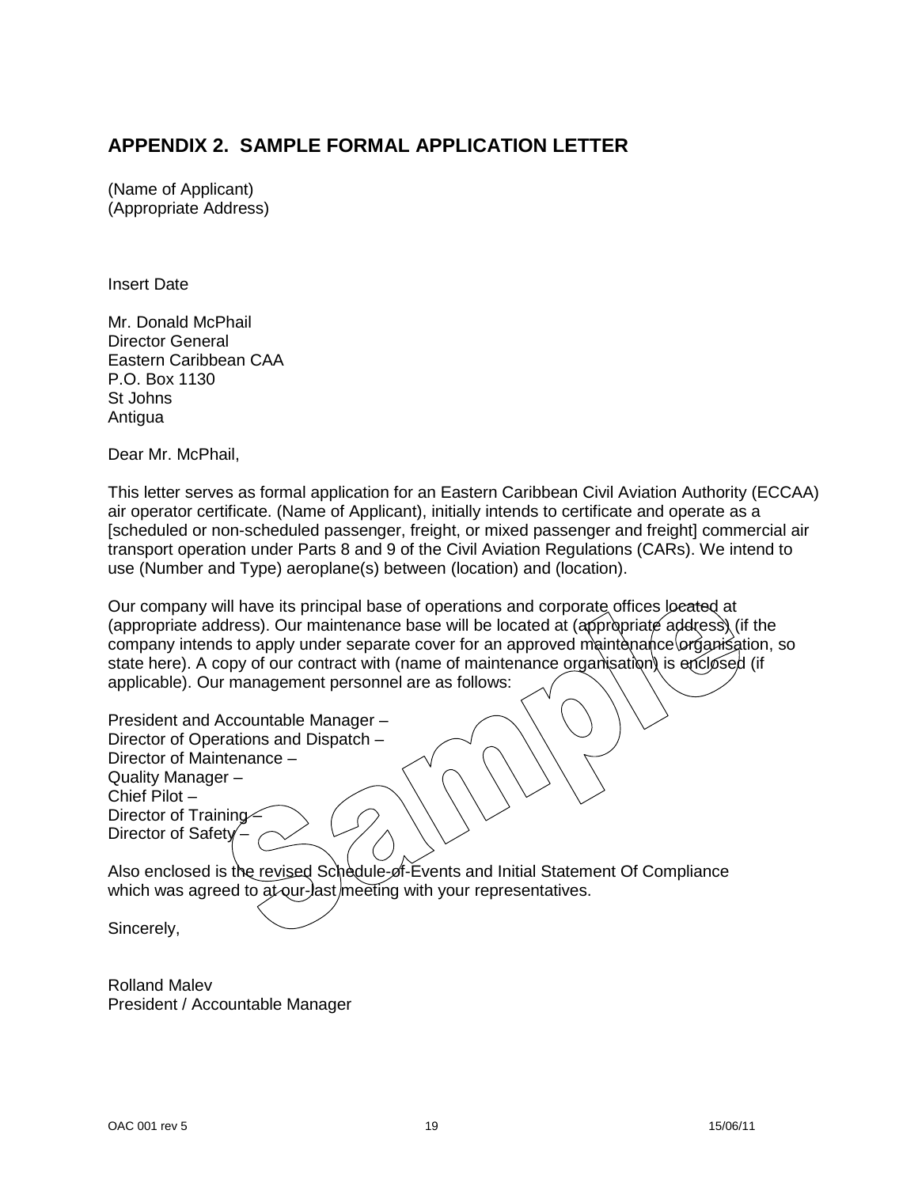## APPENDIX 2. SAMPLE FORMAL APPLICATION LETTER

(Name of Applicant)
(Appropriate Address)

Insert Date

Mr. Donald McPhail
Director General
Eastern Caribbean CAA
P.O. Box 1130
St Johns
Antigua

Dear Mr. McPhail,

This letter serves as formal application for an Eastern Caribbean Civil Aviation Authority (ECCAA) air operator certificate. (Name of Applicant), initially intends to certificate and operate as a [scheduled or non-scheduled passenger, freight, or mixed passenger and freight] commercial air transport operation under Parts 8 and 9 of the Civil Aviation Regulations (CARs). We intend to use (Number and Type) aeroplane(s) between (location) and (location).

Our company will have its principal base of operations and corporate offices located at (appropriate address). Our maintenance base will be located at (appropriate address) (if the company intends to apply under separate cover for an approved maintenance organisation, so state here). A copy of our contract with (name of maintenance organisation) is enclosed (if applicable). Our management personnel are as follows:

President and Accountable Manager –
Director of Operations and Dispatch –
Director of Maintenance –
Quality Manager –
Chief Pilot –
Director of Training –
Director of Safety –

Also enclosed is the revised Schedule-of-Events and Initial Statement Of Compliance which was agreed to at our last meeting with your representatives.

Sincerely,

Rolland Malev
President / Accountable Manager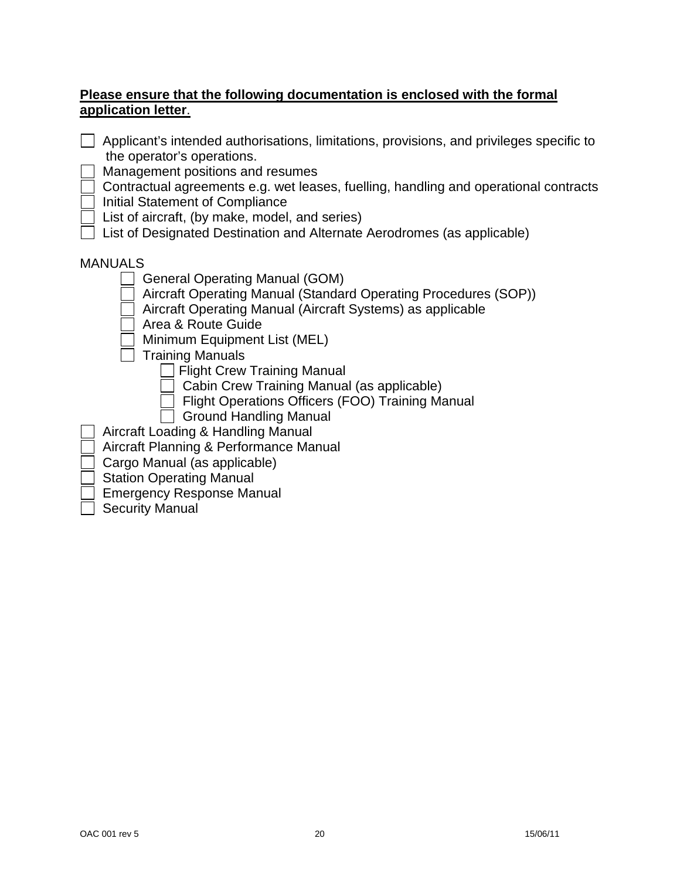**Please ensure that the following documentation is enclosed with the formal application letter**.

- ☐ Applicant's intended authorisations, limitations, provisions, and privileges specific to the operator's operations.
- ☐ Management positions and resumes
- ☐ Contractual agreements e.g. wet leases, fuelling, handling and operational contracts
- ☐ Initial Statement of Compliance
- ☐ List of aircraft, (by make, model, and series)
- ☐ List of Designated Destination and Alternate Aerodromes (as applicable)

MANUALS

- ☐ General Operating Manual (GOM)
- ☐ Aircraft Operating Manual (Standard Operating Procedures (SOP))
- ☐ Aircraft Operating Manual (Aircraft Systems) as applicable
- ☐ Area & Route Guide
- ☐ Minimum Equipment List (MEL)
- ☐ Training Manuals
  - ☐ Flight Crew Training Manual
  - ☐ Cabin Crew Training Manual (as applicable)
  - ☐ Flight Operations Officers (FOO) Training Manual
  - ☐ Ground Handling Manual

- ☐ Aircraft Loading & Handling Manual
- ☐ Aircraft Planning & Performance Manual
- ☐ Cargo Manual (as applicable)
- ☐ Station Operating Manual
- ☐ Emergency Response Manual
- ☐ Security Manual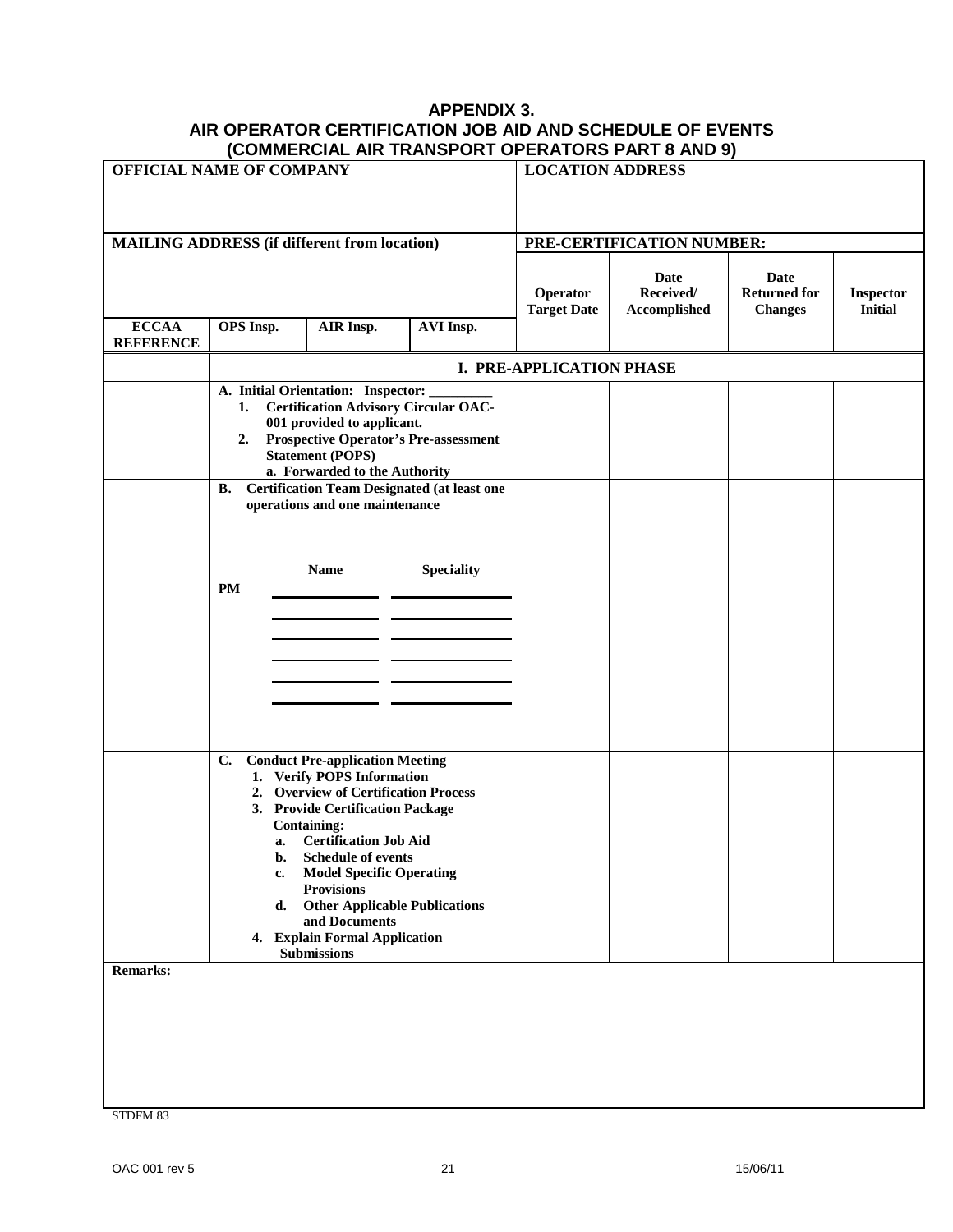# APPENDIX 3.
# AIR OPERATOR CERTIFICATION JOB AID AND SCHEDULE OF EVENTS
# (COMMERCIAL AIR TRANSPORT OPERATORS PART 8 AND 9)

| **OFFICIAL NAME OF COMPANY** | | | | **LOCATION ADDRESS** | | | |
|---|---|---|---|---|---|---|---|
| **MAILING ADDRESS (if different from location)** | | | | **PRE-CERTIFICATION NUMBER:** | | | |
| | | | | **Operator Target Date** | **Date Received/ Accomplished** | **Date Returned for Changes** | **Inspector Initial** |
| **ECCAA REFERENCE** | **OPS Insp.** | **AIR Insp.** | **AVI Insp.** | | | | |
| | **I. PRE-APPLICATION PHASE** | | | | | | |
| | **A. Initial Orientation: Inspector: _________**<br>**1. Certification Advisory Circular OAC-001 provided to applicant.**<br>**2. Prospective Operator's Pre-assessment Statement (POPS)**<br>**a. Forwarded to the Authority** | | | | | | |
| | **B. Certification Team Designated (at least one operations and one maintenance**<br><br>**Name** / **Speciality**<br>**PM** ____________ ____________<br>____________ ____________<br>____________ ____________<br>____________ ____________<br>____________ ____________<br>____________ ____________ | | | | | | |
| | **C. Conduct Pre-application Meeting**<br>**1. Verify POPS Information**<br>**2. Overview of Certification Process**<br>**3. Provide Certification Package Containing:**<br>**a. Certification Job Aid**<br>**b. Schedule of events**<br>**c. Model Specific Operating Provisions**<br>**d. Other Applicable Publications and Documents**<br>**4. Explain Formal Application Submissions** | | | | | | |

**Remarks:**

STDFM 83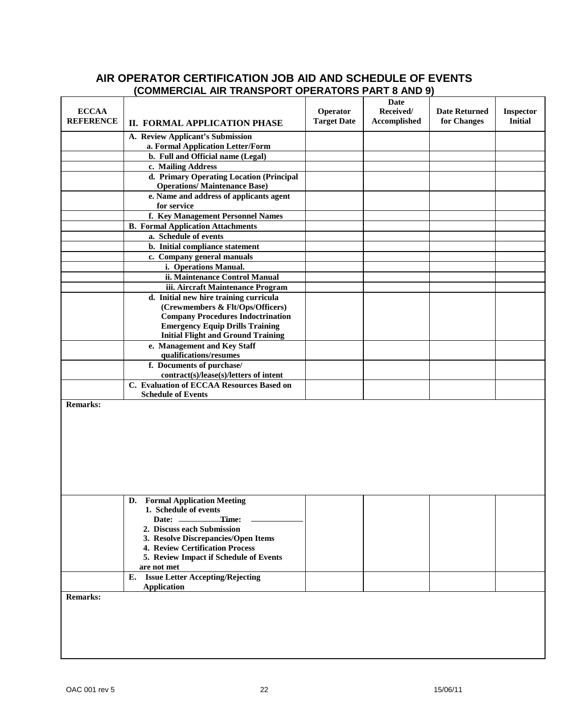## AIR OPERATOR CERTIFICATION JOB AID AND SCHEDULE OF EVENTS
### (COMMERCIAL AIR TRANSPORT OPERATORS PART 8 AND 9)

| ECCAA REFERENCE | II. FORMAL APPLICATION PHASE | Operator Target Date | Date Received/ Accomplished | Date Returned for Changes | Inspector Initial |
|---|---|---|---|---|---|
| | **A. Review Applicant's Submission**<br>a. Formal Application Letter/Form | | | | |
| | b. Full and Official name (Legal) | | | | |
| | c. Mailing Address | | | | |
| | d. Primary Operating Location (Principal Operations/ Maintenance Base) | | | | |
| | e. Name and address of applicants agent for service | | | | |
| | f. Key Management Personnel Names | | | | |
| | **B. Formal Application Attachments** | | | | |
| | a. Schedule of events | | | | |
| | b. Initial compliance statement | | | | |
| | c. Company general manuals | | | | |
| | i. Operations Manual. | | | | |
| | ii. Maintenance Control Manual | | | | |
| | iii. Aircraft Maintenance Program | | | | |
| | d. Initial new hire training curricula (Crewmembers & Flt/Ops/Officers)<br>Company Procedures Indoctrination<br>Emergency Equip Drills Training<br>Initial Flight and Ground Training | | | | |
| | e. Management and Key Staff qualifications/resumes | | | | |
| | f. Documents of purchase/ contract(s)/lease(s)/letters of intent | | | | |
| | **C. Evaluation of ECCAA Resources Based on Schedule of Events** | | | | |

**Remarks:**

| | | | | | |
|---|---|---|---|---|---|
| | **D. Formal Application Meeting**<br>1. Schedule of events<br>Date: ________ Time: ________<br>2. Discuss each Submission<br>3. Resolve Discrepancies/Open Items<br>4. Review Certification Process<br>5. Review Impact if Schedule of Events are not met | | | | |
| | **E. Issue Letter Accepting/Rejecting Application** | | | | |

**Remarks:**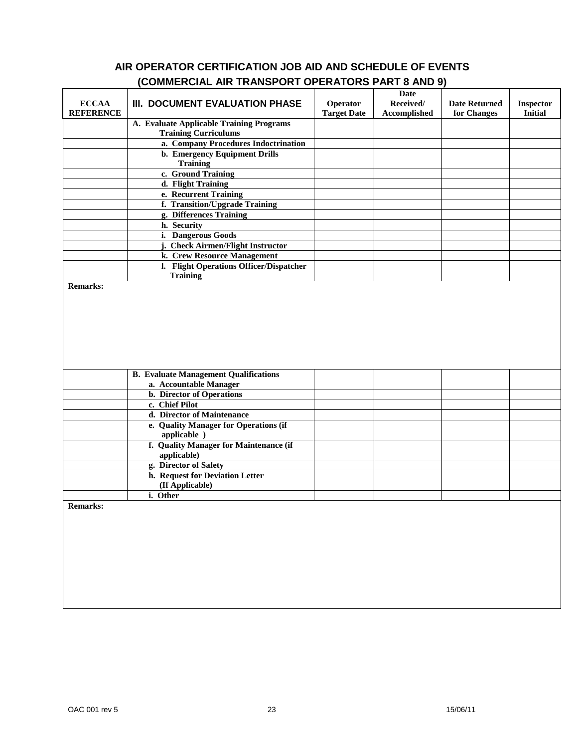## AIR OPERATOR CERTIFICATION JOB AID AND SCHEDULE OF EVENTS
## (COMMERCIAL AIR TRANSPORT OPERATORS PART 8 AND 9)

| ECCAA REFERENCE | III. DOCUMENT EVALUATION PHASE | Operator Target Date | Date Received/ Accomplished | Date Returned for Changes | Inspector Initial |
|---|---|---|---|---|---|
| | **A. Evaluate Applicable Training Programs Training Curriculums** | | | | |
| | **a. Company Procedures Indoctrination** | | | | |
| | **b. Emergency Equipment Drills Training** | | | | |
| | **c. Ground Training** | | | | |
| | **d. Flight Training** | | | | |
| | **e. Recurrent Training** | | | | |
| | **f. Transition/Upgrade Training** | | | | |
| | **g. Differences Training** | | | | |
| | **h. Security** | | | | |
| | **i. Dangerous Goods** | | | | |
| | **j. Check Airmen/Flight Instructor** | | | | |
| | **k. Crew Resource Management** | | | | |
| | **l. Flight Operations Officer/Dispatcher Training** | | | | |

**Remarks:**

| ECCAA REFERENCE | III. DOCUMENT EVALUATION PHASE | Operator Target Date | Date Received/ Accomplished | Date Returned for Changes | Inspector Initial |
|---|---|---|---|---|---|
| | **B. Evaluate Management Qualifications**<br>**a. Accountable Manager** | | | | |
| | **b. Director of Operations** | | | | |
| | **c. Chief Pilot** | | | | |
| | **d. Director of Maintenance** | | | | |
| | **e. Quality Manager for Operations (if applicable )** | | | | |
| | **f. Quality Manager for Maintenance (if applicable)** | | | | |
| | **g. Director of Safety** | | | | |
| | **h. Request for Deviation Letter (If Applicable)** | | | | |
| | **i. Other** | | | | |

**Remarks:**

OAC 001 rev 5 15/06/11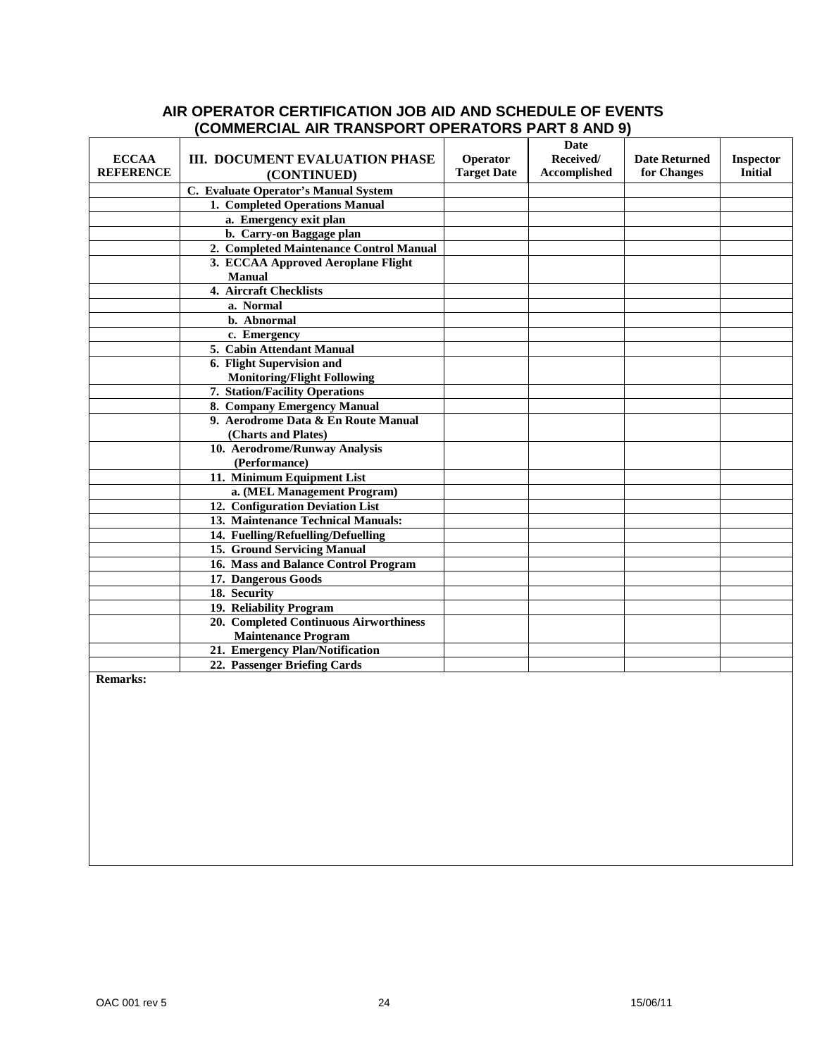## AIR OPERATOR CERTIFICATION JOB AID AND SCHEDULE OF EVENTS (COMMERCIAL AIR TRANSPORT OPERATORS PART 8 AND 9)

| ECCAA REFERENCE | III. DOCUMENT EVALUATION PHASE (CONTINUED) | Operator Target Date | Date Received/ Accomplished | Date Returned for Changes | Inspector Initial |
|---|---|---|---|---|---|
| | **C. Evaluate Operator's Manual System** | | | | |
| | **1. Completed Operations Manual** | | | | |
| | **a. Emergency exit plan** | | | | |
| | **b. Carry-on Baggage plan** | | | | |
| | **2. Completed Maintenance Control Manual** | | | | |
| | **3. ECCAA Approved Aeroplane Flight Manual** | | | | |
| | **4. Aircraft Checklists** | | | | |
| | **a. Normal** | | | | |
| | **b. Abnormal** | | | | |
| | **c. Emergency** | | | | |
| | **5. Cabin Attendant Manual** | | | | |
| | **6. Flight Supervision and Monitoring/Flight Following** | | | | |
| | **7. Station/Facility Operations** | | | | |
| | **8. Company Emergency Manual** | | | | |
| | **9. Aerodrome Data & En Route Manual (Charts and Plates)** | | | | |
| | **10. Aerodrome/Runway Analysis (Performance)** | | | | |
| | **11. Minimum Equipment List** | | | | |
| | **a. (MEL Management Program)** | | | | |
| | **12. Configuration Deviation List** | | | | |
| | **13. Maintenance Technical Manuals:** | | | | |
| | **14. Fuelling/Refuelling/Defuelling** | | | | |
| | **15. Ground Servicing Manual** | | | | |
| | **16. Mass and Balance Control Program** | | | | |
| | **17. Dangerous Goods** | | | | |
| | **18. Security** | | | | |
| | **19. Reliability Program** | | | | |
| | **20. Completed Continuous Airworthiness Maintenance Program** | | | | |
| | **21. Emergency Plan/Notification** | | | | |
| | **22. Passenger Briefing Cards** | | | | |

**Remarks:**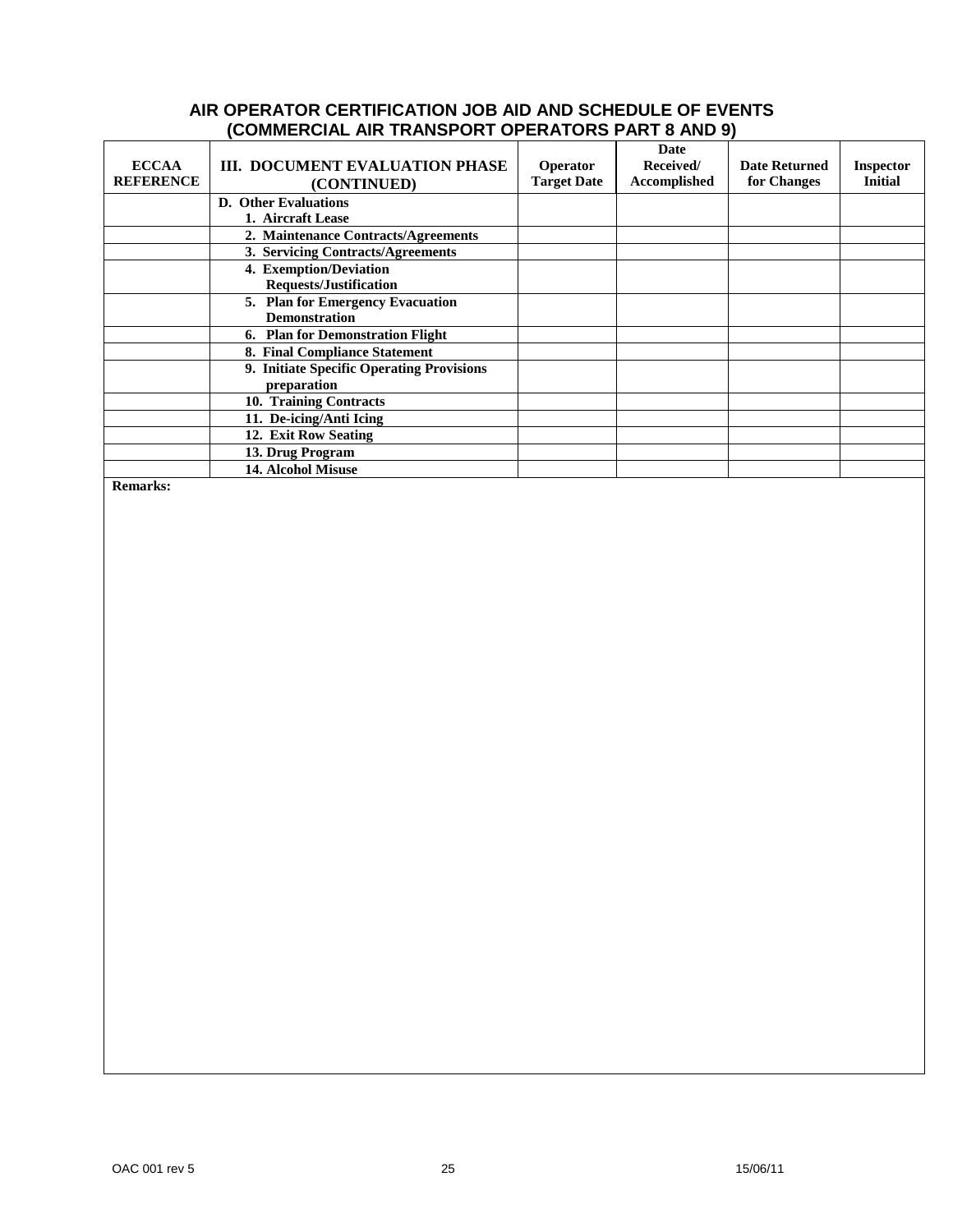## AIR OPERATOR CERTIFICATION JOB AID AND SCHEDULE OF EVENTS
## (COMMERCIAL AIR TRANSPORT OPERATORS PART 8 AND 9)

| ECCAA REFERENCE | III. DOCUMENT EVALUATION PHASE (CONTINUED) | Operator Target Date | Date Received/ Accomplished | Date Returned for Changes | Inspector Initial |
|---|---|---|---|---|---|
| | **D. Other Evaluations** 1. Aircraft Lease | | | | |
| | 2. Maintenance Contracts/Agreements | | | | |
| | 3. Servicing Contracts/Agreements | | | | |
| | 4. Exemption/Deviation Requests/Justification | | | | |
| | 5. Plan for Emergency Evacuation Demonstration | | | | |
| | 6. Plan for Demonstration Flight | | | | |
| | 8. Final Compliance Statement | | | | |
| | 9. Initiate Specific Operating Provisions preparation | | | | |
| | 10. Training Contracts | | | | |
| | 11. De-icing/Anti Icing | | | | |
| | 12. Exit Row Seating | | | | |
| | 13. Drug Program | | | | |
| | 14. Alcohol Misuse | | | | |

**Remarks:**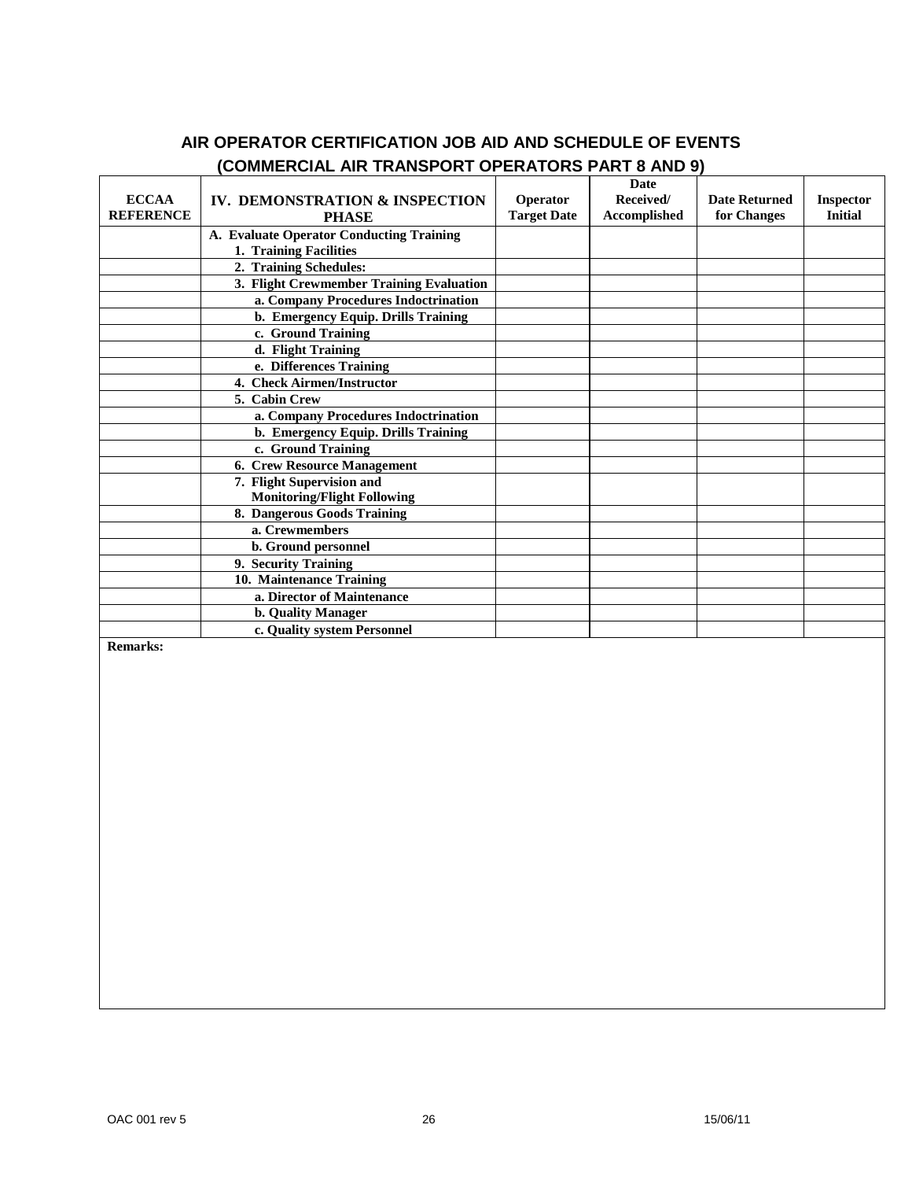# AIR OPERATOR CERTIFICATION JOB AID AND SCHEDULE OF EVENTS
## (COMMERCIAL AIR TRANSPORT OPERATORS PART 8 AND 9)

| ECCAA REFERENCE | IV. DEMONSTRATION & INSPECTION PHASE | Operator Target Date | Date Received/ Accomplished | Date Returned for Changes | Inspector Initial |
|---|---|---|---|---|---|
| | **A. Evaluate Operator Conducting Training** **1. Training Facilities** | | | | |
| | **2. Training Schedules:** | | | | |
| | **3. Flight Crewmember Training Evaluation** | | | | |
| | **a. Company Procedures Indoctrination** | | | | |
| | **b. Emergency Equip. Drills Training** | | | | |
| | **c. Ground Training** | | | | |
| | **d. Flight Training** | | | | |
| | **e. Differences Training** | | | | |
| | **4. Check Airmen/Instructor** | | | | |
| | **5. Cabin Crew** | | | | |
| | **a. Company Procedures Indoctrination** | | | | |
| | **b. Emergency Equip. Drills Training** | | | | |
| | **c. Ground Training** | | | | |
| | **6. Crew Resource Management** | | | | |
| | **7. Flight Supervision and Monitoring/Flight Following** | | | | |
| | **8. Dangerous Goods Training** | | | | |
| | **a. Crewmembers** | | | | |
| | **b. Ground personnel** | | | | |
| | **9. Security Training** | | | | |
| | **10. Maintenance Training** | | | | |
| | **a. Director of Maintenance** | | | | |
| | **b. Quality Manager** | | | | |
| | **c. Quality system Personnel** | | | | |

**Remarks:**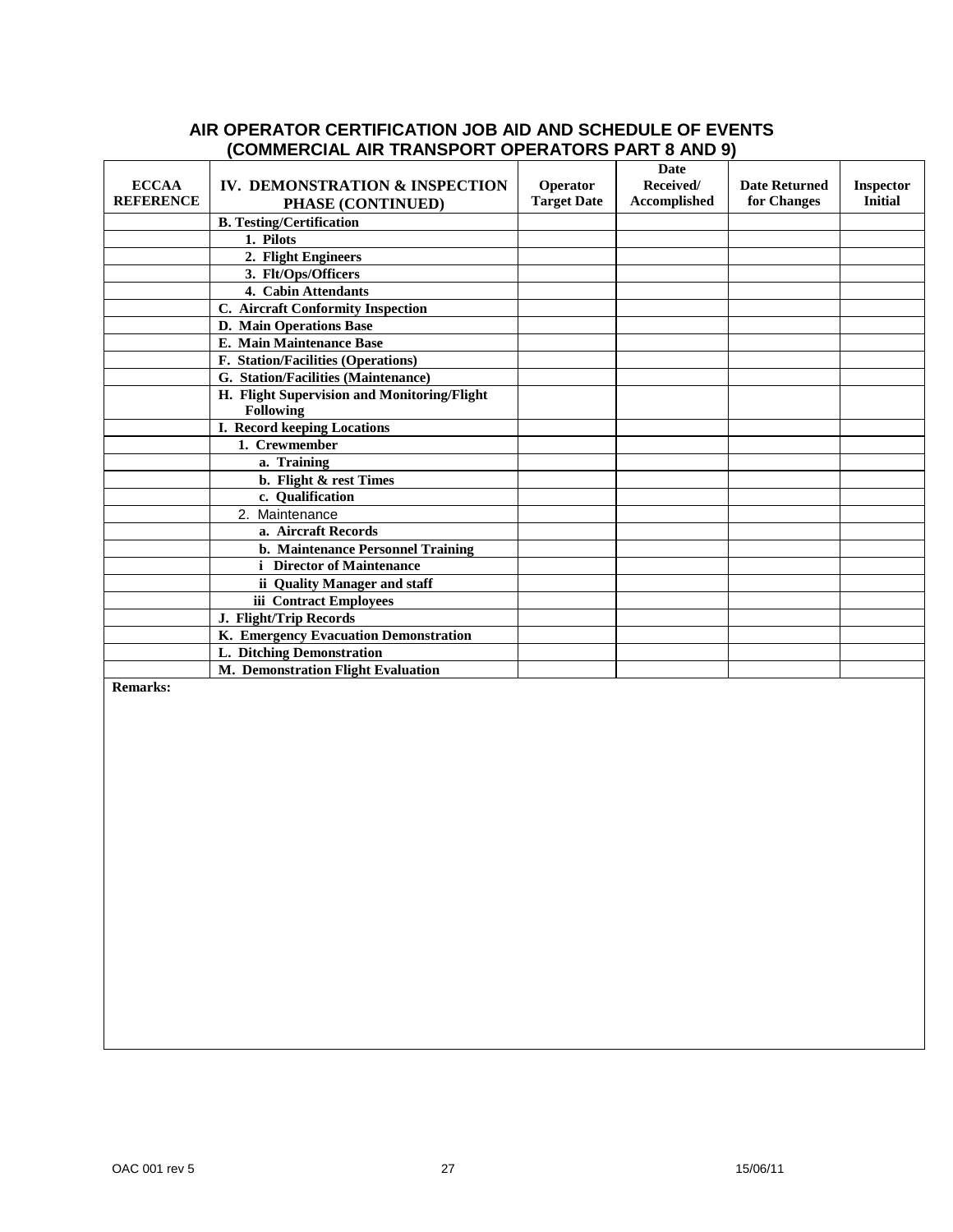## AIR OPERATOR CERTIFICATION JOB AID AND SCHEDULE OF EVENTS (COMMERCIAL AIR TRANSPORT OPERATORS PART 8 AND 9)

| ECCAA REFERENCE | IV. DEMONSTRATION & INSPECTION PHASE (CONTINUED) | Operator Target Date | Date Received/ Accomplished | Date Returned for Changes | Inspector Initial |
|---|---|---|---|---|---|
| | **B. Testing/Certification** | | | | |
| | **1. Pilots** | | | | |
| | **2. Flight Engineers** | | | | |
| | **3. Flt/Ops/Officers** | | | | |
| | **4. Cabin Attendants** | | | | |
| | **C. Aircraft Conformity Inspection** | | | | |
| | **D. Main Operations Base** | | | | |
| | **E. Main Maintenance Base** | | | | |
| | **F. Station/Facilities (Operations)** | | | | |
| | **G. Station/Facilities (Maintenance)** | | | | |
| | **H. Flight Supervision and Monitoring/Flight Following** | | | | |
| | **I. Record keeping Locations** | | | | |
| | **1. Crewmember** | | | | |
| | **a. Training** | | | | |
| | **b. Flight & rest Times** | | | | |
| | **c. Qualification** | | | | |
| | 2. Maintenance | | | | |
| | **a. Aircraft Records** | | | | |
| | **b. Maintenance Personnel Training** | | | | |
| | **i Director of Maintenance** | | | | |
| | **ii Quality Manager and staff** | | | | |
| | **iii Contract Employees** | | | | |
| | **J. Flight/Trip Records** | | | | |
| | **K. Emergency Evacuation Demonstration** | | | | |
| | **L. Ditching Demonstration** | | | | |
| | **M. Demonstration Flight Evaluation** | | | | |

**Remarks:**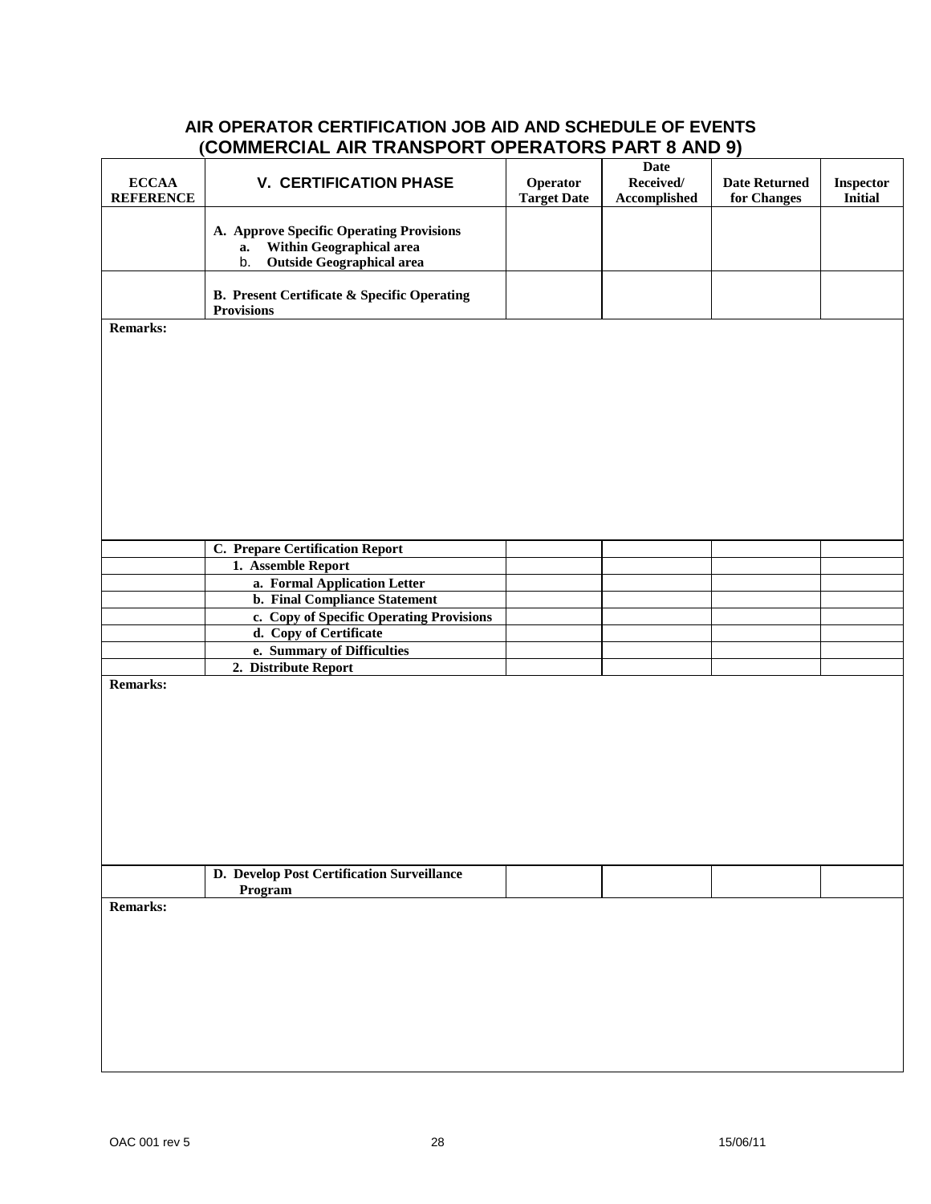## AIR OPERATOR CERTIFICATION JOB AID AND SCHEDULE OF EVENTS (COMMERCIAL AIR TRANSPORT OPERATORS PART 8 AND 9)

| ECCAA REFERENCE | V. CERTIFICATION PHASE | Operator Target Date | Date Received/ Accomplished | Date Returned for Changes | Inspector Initial |
|---|---|---|---|---|---|
| | **A. Approve Specific Operating Provisions**<br>a. **Within Geographical area**<br>b. **Outside Geographical area** | | | | |
| | **B. Present Certificate & Specific Operating Provisions** | | | | |

**Remarks:**

| ECCAA REFERENCE | V. CERTIFICATION PHASE | Operator Target Date | Date Received/ Accomplished | Date Returned for Changes | Inspector Initial |
|---|---|---|---|---|---|
| | **C. Prepare Certification Report** | | | | |
| | **1. Assemble Report** | | | | |
| | **a. Formal Application Letter** | | | | |
| | **b. Final Compliance Statement** | | | | |
| | **c. Copy of Specific Operating Provisions** | | | | |
| | **d. Copy of Certificate** | | | | |
| | **e. Summary of Difficulties** | | | | |
| | **2. Distribute Report** | | | | |

**Remarks:**

| ECCAA REFERENCE | V. CERTIFICATION PHASE | Operator Target Date | Date Received/ Accomplished | Date Returned for Changes | Inspector Initial |
|---|---|---|---|---|---|
| | **D. Develop Post Certification Surveillance Program** | | | | |

**Remarks:**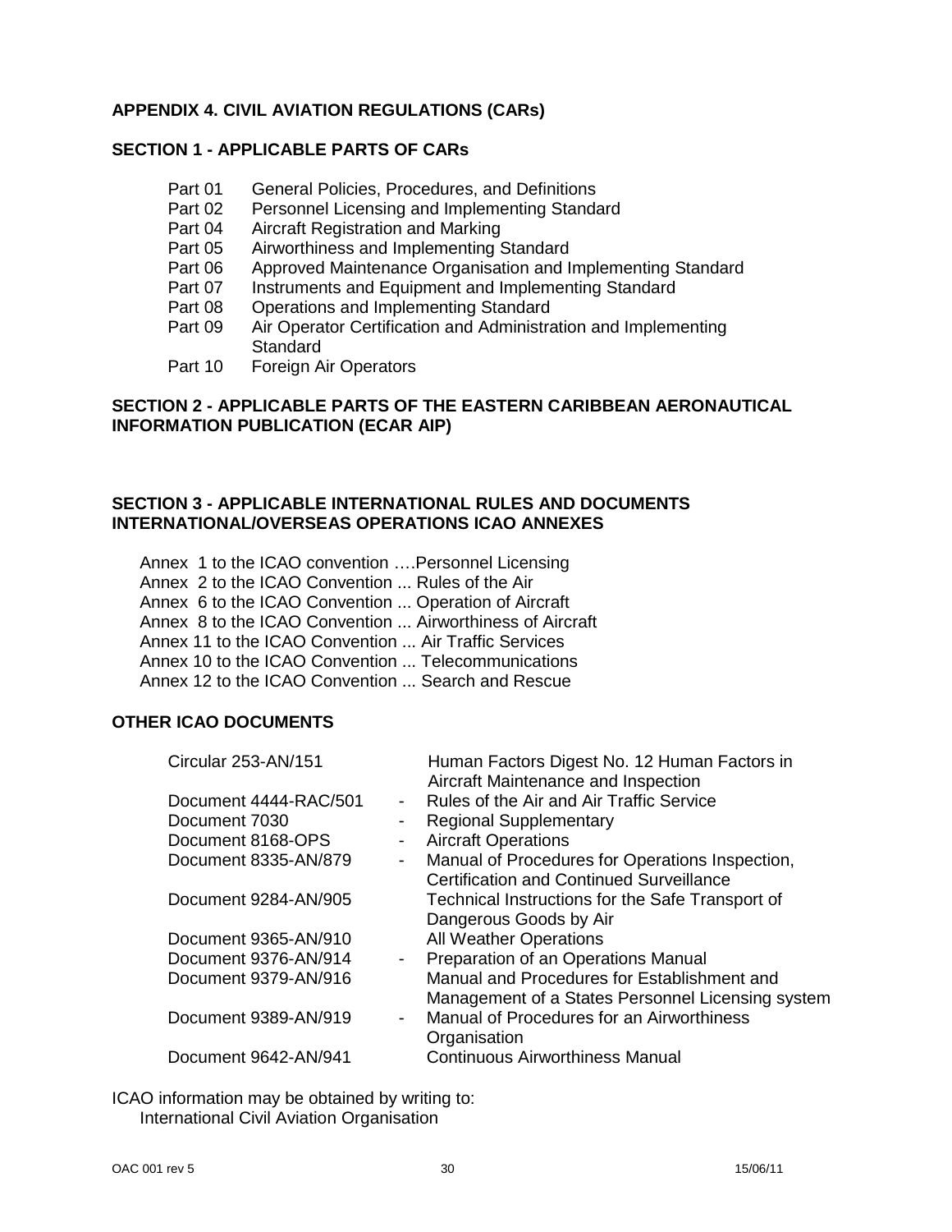## APPENDIX 4. CIVIL AVIATION REGULATIONS (CARs)

### SECTION 1 - APPLICABLE PARTS OF CARs

| | |
|---|---|
| Part 01 | General Policies, Procedures, and Definitions |
| Part 02 | Personnel Licensing and Implementing Standard |
| Part 04 | Aircraft Registration and Marking |
| Part 05 | Airworthiness and Implementing Standard |
| Part 06 | Approved Maintenance Organisation and Implementing Standard |
| Part 07 | Instruments and Equipment and Implementing Standard |
| Part 08 | Operations and Implementing Standard |
| Part 09 | Air Operator Certification and Administration and Implementing Standard |
| Part 10 | Foreign Air Operators |

### SECTION 2 - APPLICABLE PARTS OF THE EASTERN CARIBBEAN AERONAUTICAL INFORMATION PUBLICATION (ECAR AIP)

### SECTION 3 - APPLICABLE INTERNATIONAL RULES AND DOCUMENTS INTERNATIONAL/OVERSEAS OPERATIONS ICAO ANNEXES

Annex 1 to the ICAO convention ….Personnel Licensing
Annex 2 to the ICAO Convention ... Rules of the Air
Annex 6 to the ICAO Convention ... Operation of Aircraft
Annex 8 to the ICAO Convention ... Airworthiness of Aircraft
Annex 11 to the ICAO Convention ... Air Traffic Services
Annex 10 to the ICAO Convention ... Telecommunications
Annex 12 to the ICAO Convention ... Search and Rescue

### OTHER ICAO DOCUMENTS

| | | |
|---|---|---|
| Circular 253-AN/151 | | Human Factors Digest No. 12 Human Factors in Aircraft Maintenance and Inspection |
| Document 4444-RAC/501 | - | Rules of the Air and Air Traffic Service |
| Document 7030 | - | Regional Supplementary |
| Document 8168-OPS | - | Aircraft Operations |
| Document 8335-AN/879 | - | Manual of Procedures for Operations Inspection, Certification and Continued Surveillance |
| Document 9284-AN/905 | | Technical Instructions for the Safe Transport of Dangerous Goods by Air |
| Document 9365-AN/910 | | All Weather Operations |
| Document 9376-AN/914 | - | Preparation of an Operations Manual |
| Document 9379-AN/916 | | Manual and Procedures for Establishment and Management of a States Personnel Licensing system |
| Document 9389-AN/919 | - | Manual of Procedures for an Airworthiness Organisation |
| Document 9642-AN/941 | | Continuous Airworthiness Manual |

ICAO information may be obtained by writing to:
International Civil Aviation Organisation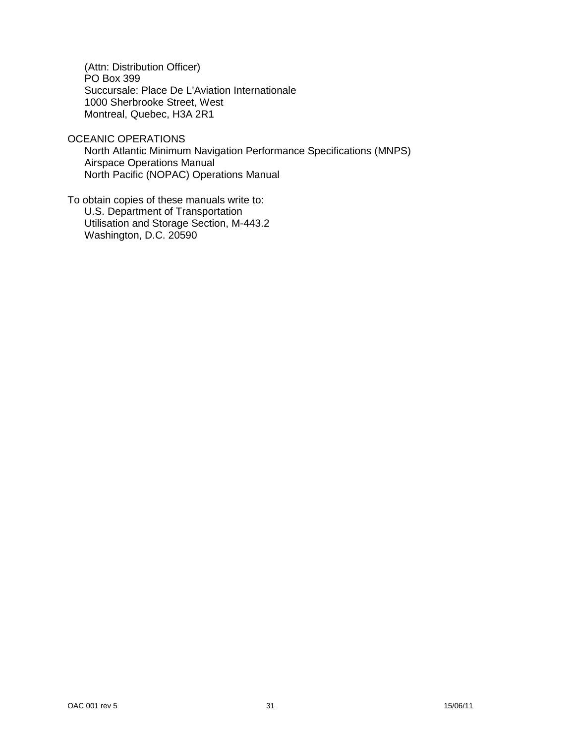(Attn: Distribution Officer)
PO Box 399
Succursale: Place De L'Aviation Internationale
1000 Sherbrooke Street, West
Montreal, Quebec, H3A 2R1

OCEANIC OPERATIONS

North Atlantic Minimum Navigation Performance Specifications (MNPS) Airspace Operations Manual
North Pacific (NOPAC) Operations Manual

To obtain copies of these manuals write to:

U.S. Department of Transportation
Utilisation and Storage Section, M-443.2
Washington, D.C. 20590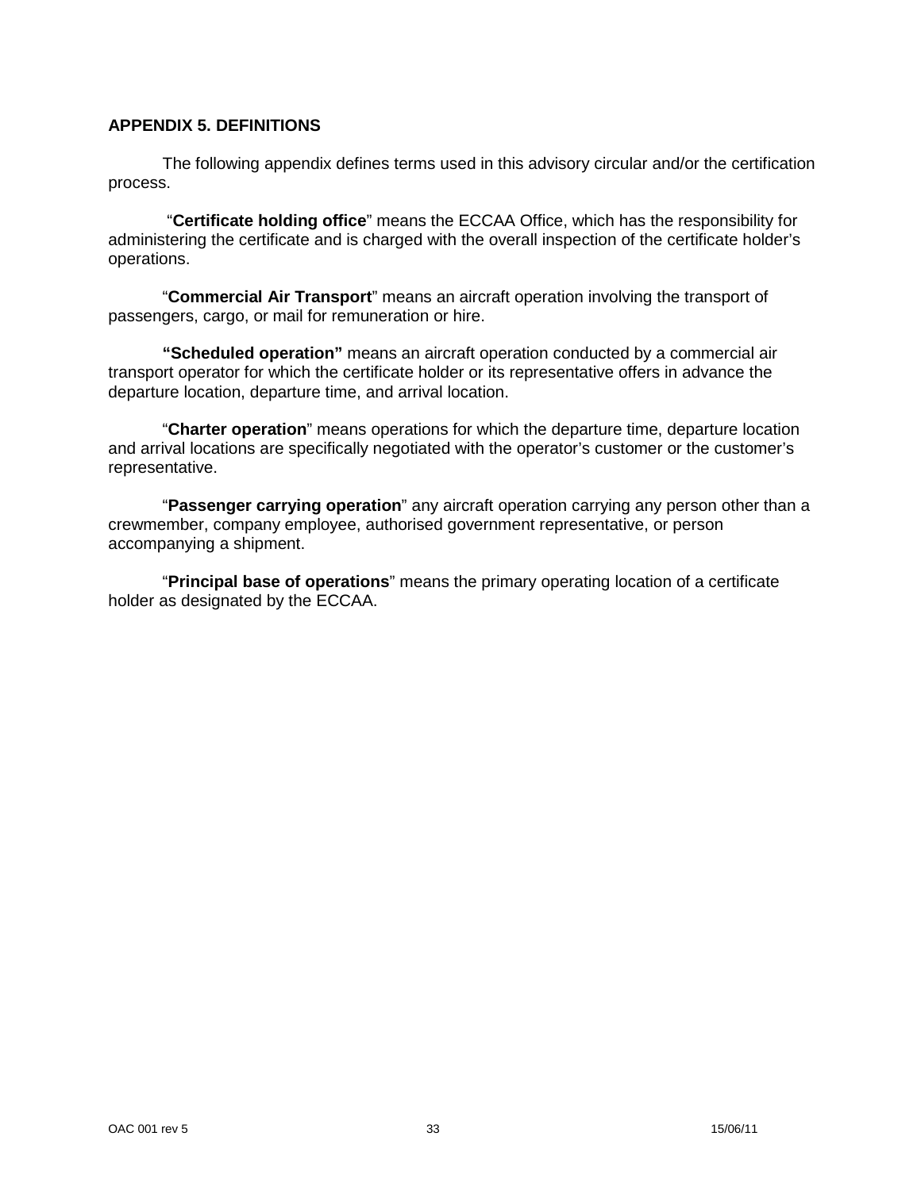## APPENDIX 5. DEFINITIONS

The following appendix defines terms used in this advisory circular and/or the certification process.

"**Certificate holding office**" means the ECCAA Office, which has the responsibility for administering the certificate and is charged with the overall inspection of the certificate holder's operations.

"**Commercial Air Transport**" means an aircraft operation involving the transport of passengers, cargo, or mail for remuneration or hire.

**"Scheduled operation"** means an aircraft operation conducted by a commercial air transport operator for which the certificate holder or its representative offers in advance the departure location, departure time, and arrival location.

"**Charter operation**" means operations for which the departure time, departure location and arrival locations are specifically negotiated with the operator's customer or the customer's representative.

"**Passenger carrying operation**" any aircraft operation carrying any person other than a crewmember, company employee, authorised government representative, or person accompanying a shipment.

"**Principal base of operations**" means the primary operating location of a certificate holder as designated by the ECCAA.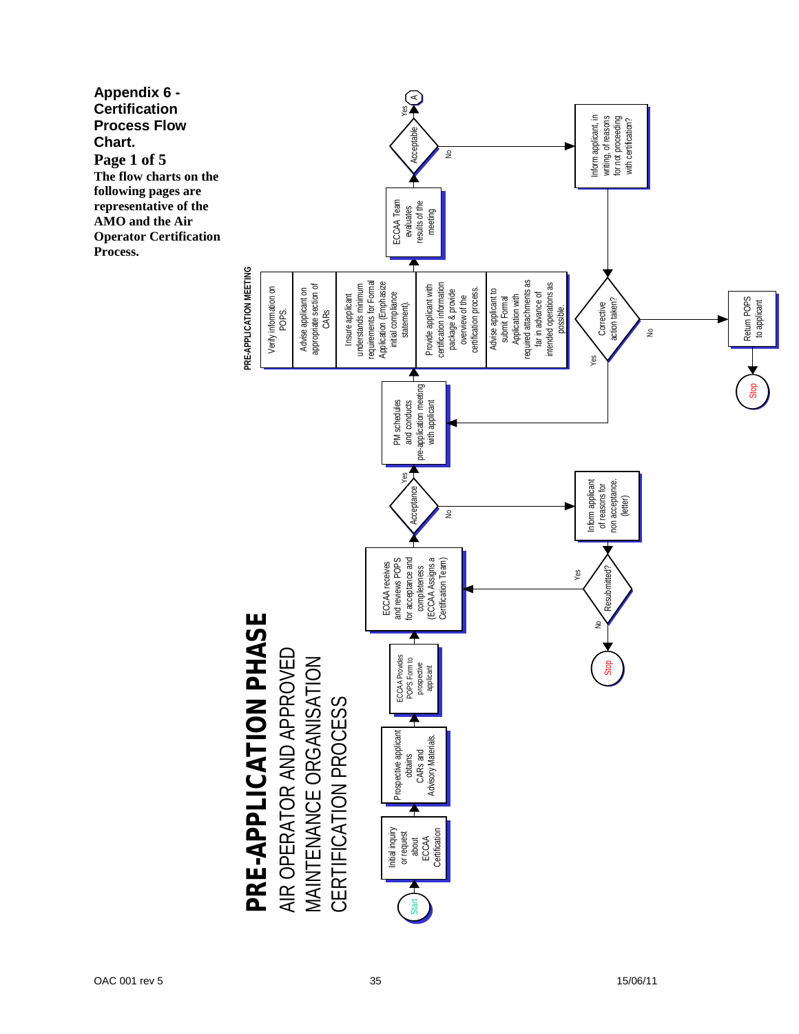**Appendix 6 - Certification Process Flow Chart.**

**Page 1 of 5**

**The flow charts on the following pages are representative of the AMO and the Air Operator Certification Process.**

# PRE-APPLICATION PHASE

AIR OPERATOR AND APPROVED MAINTENANCE ORGANISATION CERTIFICATION PROCESS

Start

Initial inquiry or request about ECCAA Certification

Prospective applicant obtains CARs and Advisory Materials.

ECCAA Provides POPS Form to prospective applicant

ECCAA receives and reviews POPS for acceptance and completeness (ECCAA Assigns a Certification Team)

Acceptance — No: Inform applicant of reasons for non acceptance. (letter) → Resubmitted? — Yes: back to ECCAA review; No: Stop

Acceptance — Yes:

PM schedules and conducts pre-application meeting with applicant

PRE-APPLICATION MEETING

- Verify information on POPS.
- Advise applicant on appropriate section of CARs
- Insure applicant understands minimum requirements for Formal Application (Emphasize initial compliance statement).
- Provide applicant with certification information package & provide overview of the certification process.
- Advise applicant to submit Formal Application with required attachments as far in advance of intended operations as possible.

ECCAA Team evaluates results of the meeting

Acceptable — Yes: A

Acceptable — No: Inform applicant, in writing, of reasons for not proceeding with certification? → Corrective action taken? — Yes: back to PM schedules meeting; No: Return POPS to applicant → Stop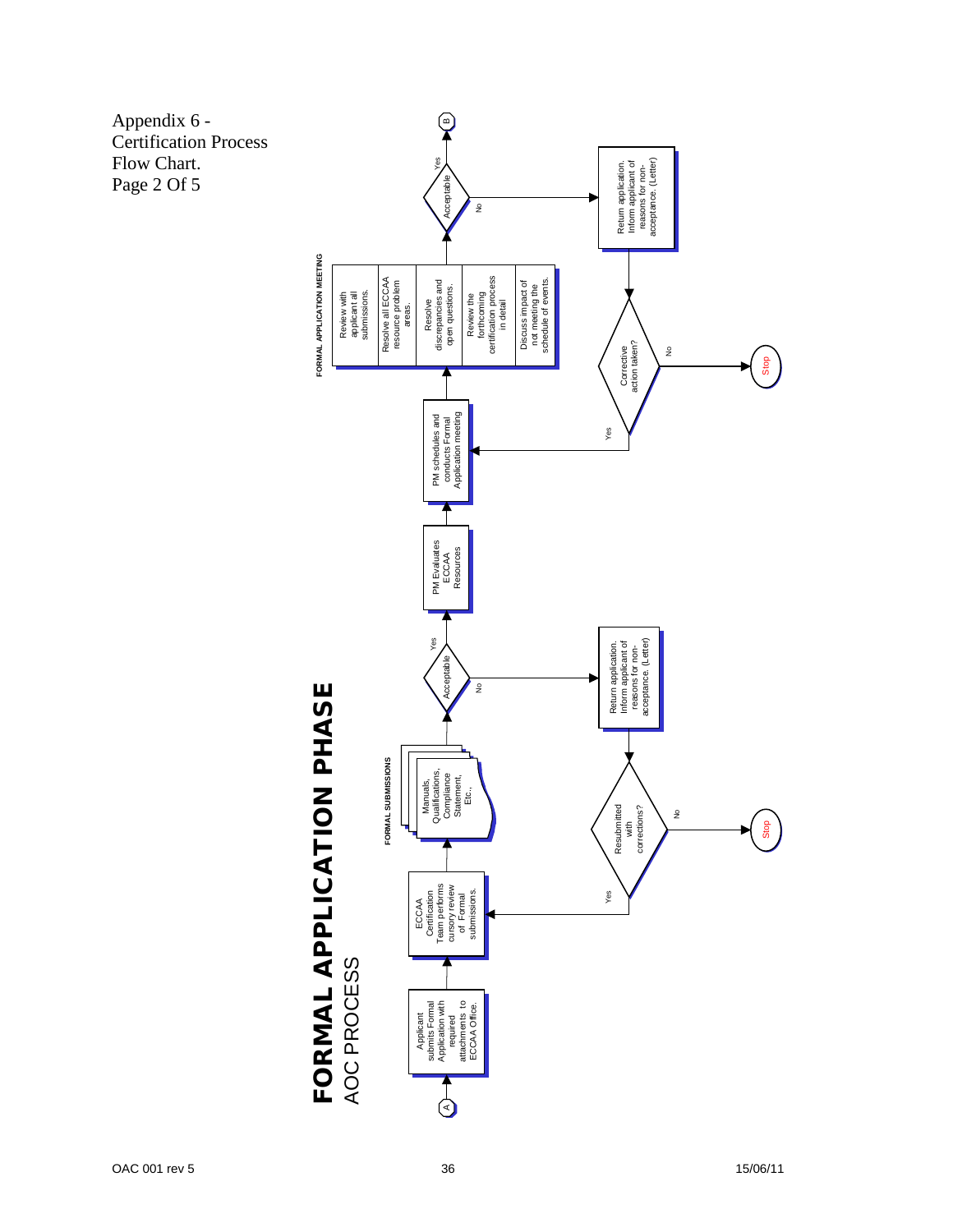Appendix 6 - Certification Process Flow Chart.
Page 2 Of 5

# FORMAL APPLICATION PHASE

AOC PROCESS

A

Applicant submits Formal Application with required attachments to ECCAA Office.

ECCAA Certification Team performs cursory review of Formal submissions.

FORMAL SUBMISSIONS

Manuals, Qualifications, Compliance Statement, Etc..

Acceptable

Yes

No

Return application. Inform applicant of reasons for non-acceptance. (Letter)

Resubmitted with corrections?

Yes

No

Stop

PM Evaluates ECCAA Resources

PM schedules and conducts Formal Application meeting

FORMAL APPLICATION MEETING

- Review with applicant all submissions.
- Resolve all ECCAA resource problem areas.
- Resolve discrepancies and open questions.
- Review the forthcoming certification process in detail
- Discuss impact of not meeting the schedule of events.

Acceptable

Yes

B

No

Return application. Inform applicant of reasons for non-acceptance. (Letter)

Corrective action taken?

Yes

No

Stop

OAC 001 rev 5 15/06/11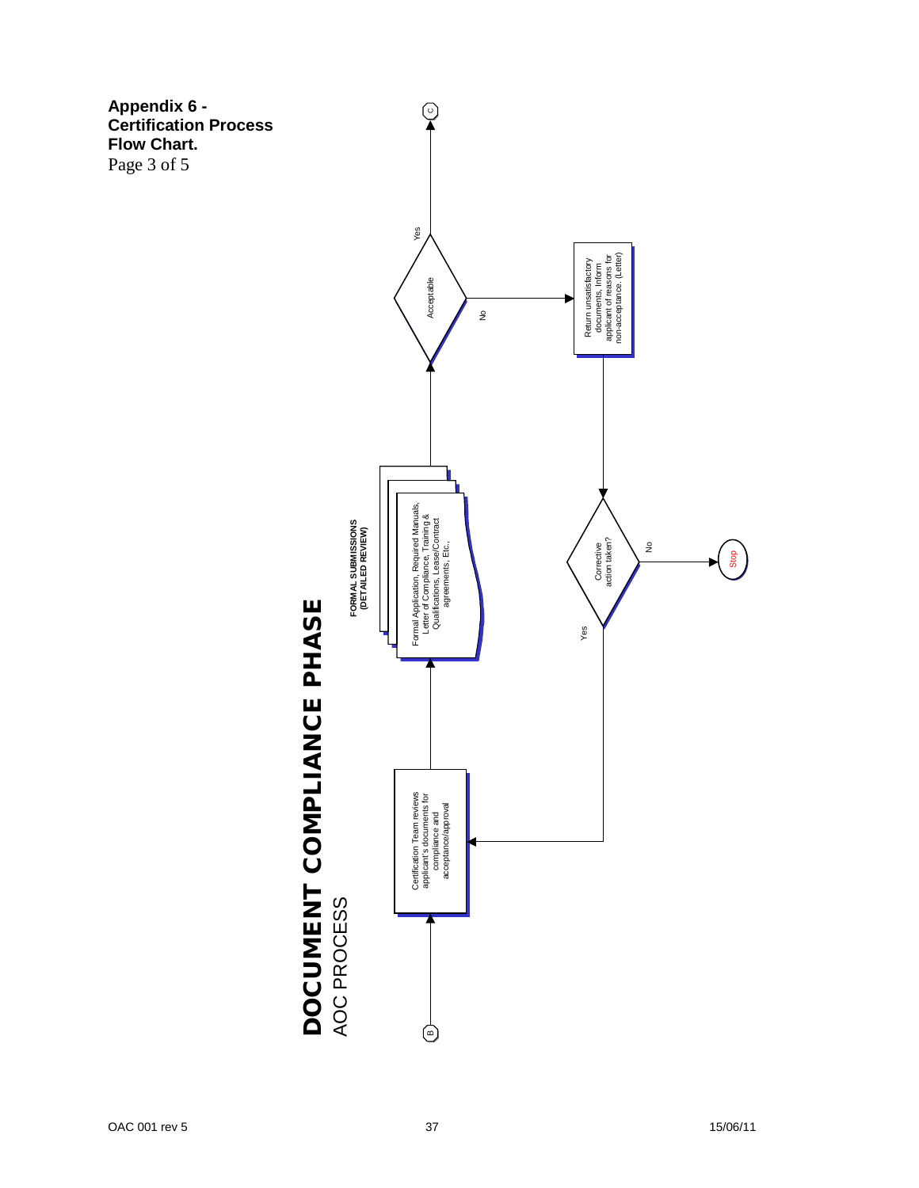**Appendix 6 - Certification Process Flow Chart.**
Page 3 of 5

# DOCUMENT COMPLIANCE PHASE

AOC PROCESS

B

Certification Team reviews applicant's documents for compliance and acceptance/approval

**FORMAL SUBMISSIONS (DETAILED REVIEW)**

Formal Application, Required Manuals, Letter of Compliance, Training & Qualifications, Lease/Contract agreements, Etc.,

Acceptable

Yes

C

No

Return unsatisfactory documents, Inform applicant of reasons for non-acceptance. (Letter)

Corrective action taken?

Yes

No

Stop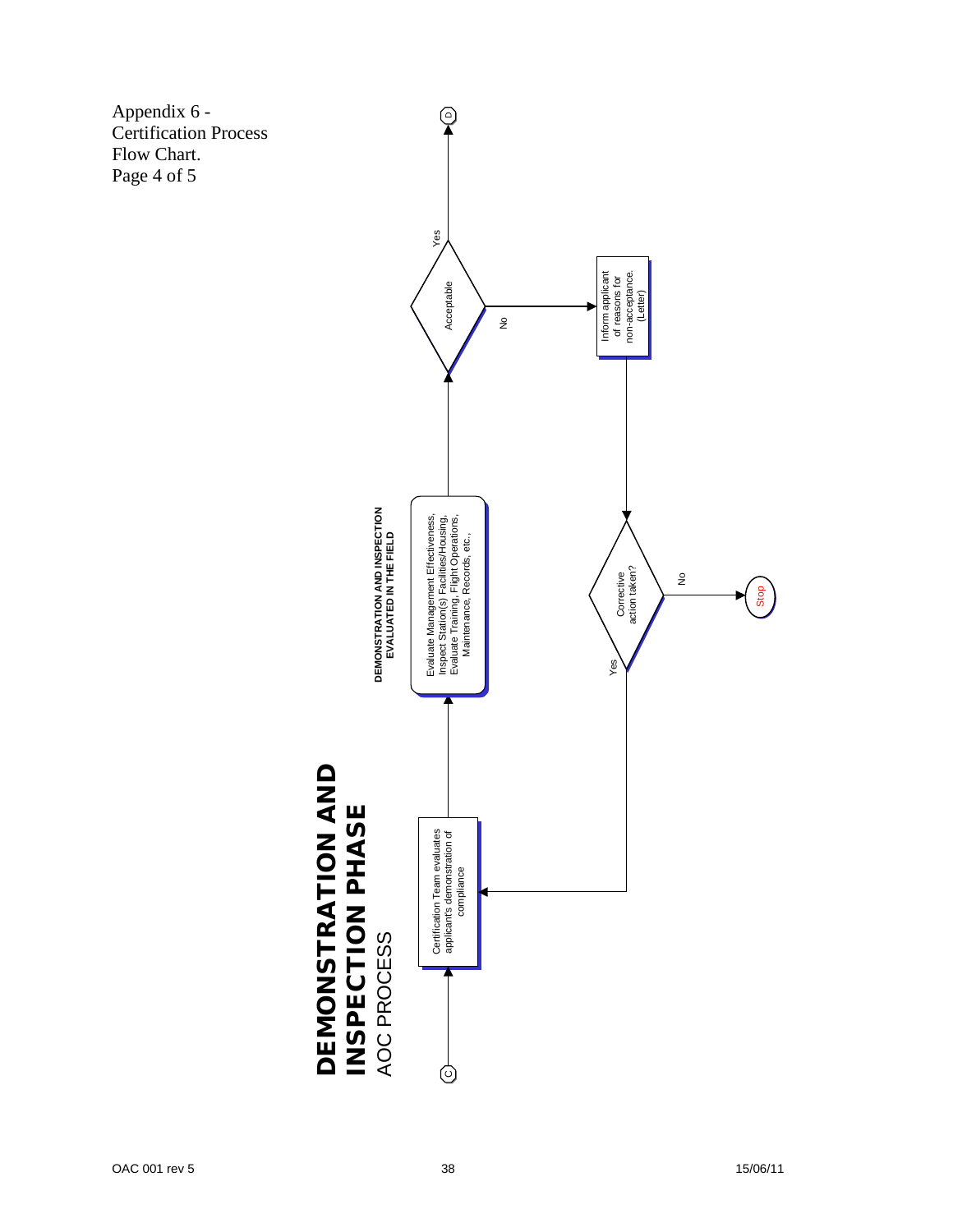Appendix 6 -
Certification Process
Flow Chart.
Page 4 of 5

# DEMONSTRATION AND INSPECTION PHASE

AOC PROCESS

C

Certification Team evaluates applicant's demonstration of compliance

**DEMONSTRATION AND INSPECTION EVALUATED IN THE FIELD**

Evaluate Management Effectiveness, Inspect Station(s) Facilities/Housing, Evaluate Training, Flight Operations, Maintenance, Records, etc.,

Acceptable

Yes

D

No

Inform applicant of reasons for non-acceptance. (Letter)

Corrective action taken?

Yes

No

Stop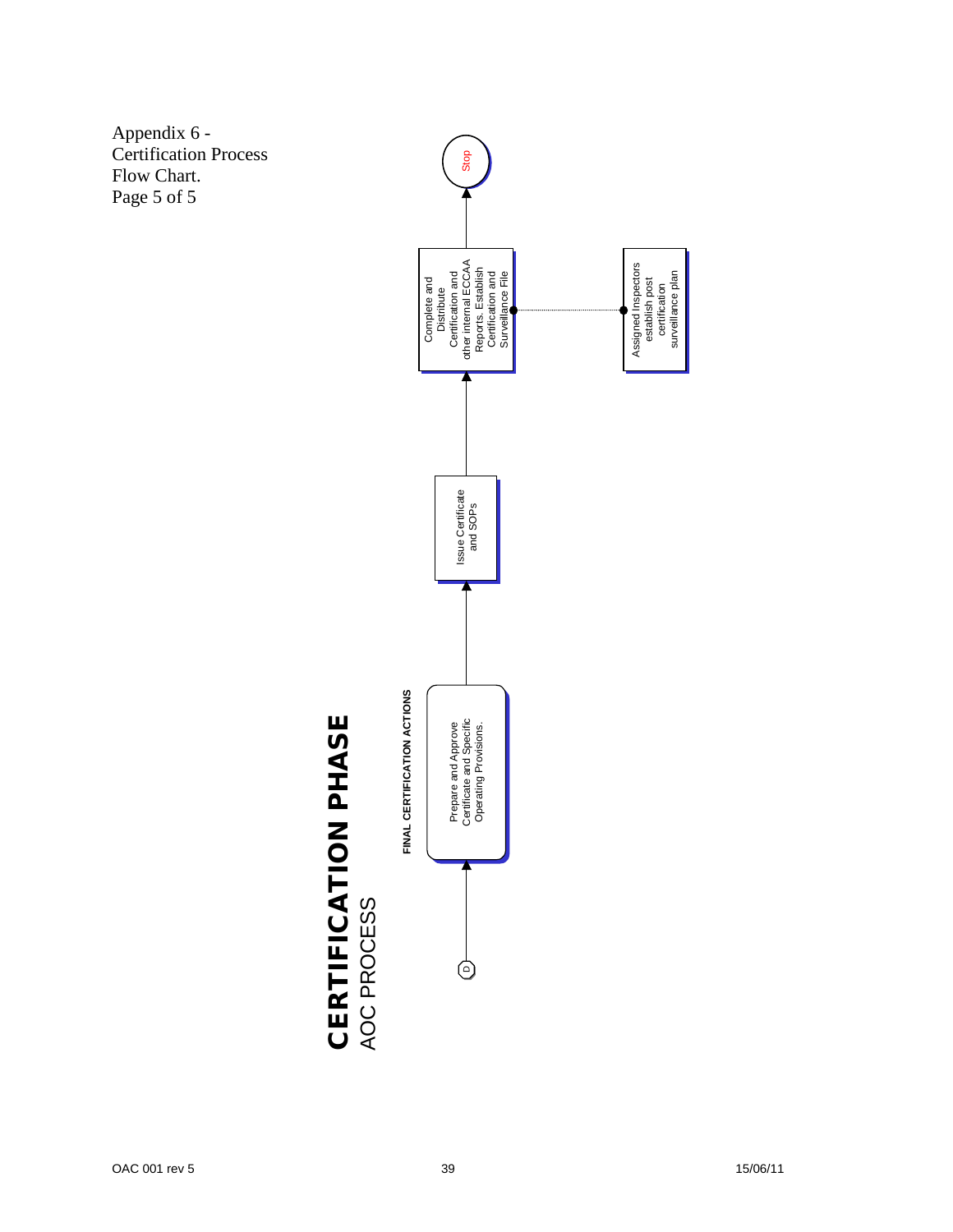Appendix 6 -
Certification Process
Flow Chart.
Page 5 of 5

# CERTIFICATION PHASE

AOC PROCESS

FINAL CERTIFICATION ACTIONS

D

Prepare and Approve Certificate and Specific Operating Provisions.

Issue Certificate and SOPs

Complete and Distribute Certification and other internal ECCAA Reports. Establish Certification and Surveillance File

Assigned Inspectors establish post certification surveillance plan

Stop